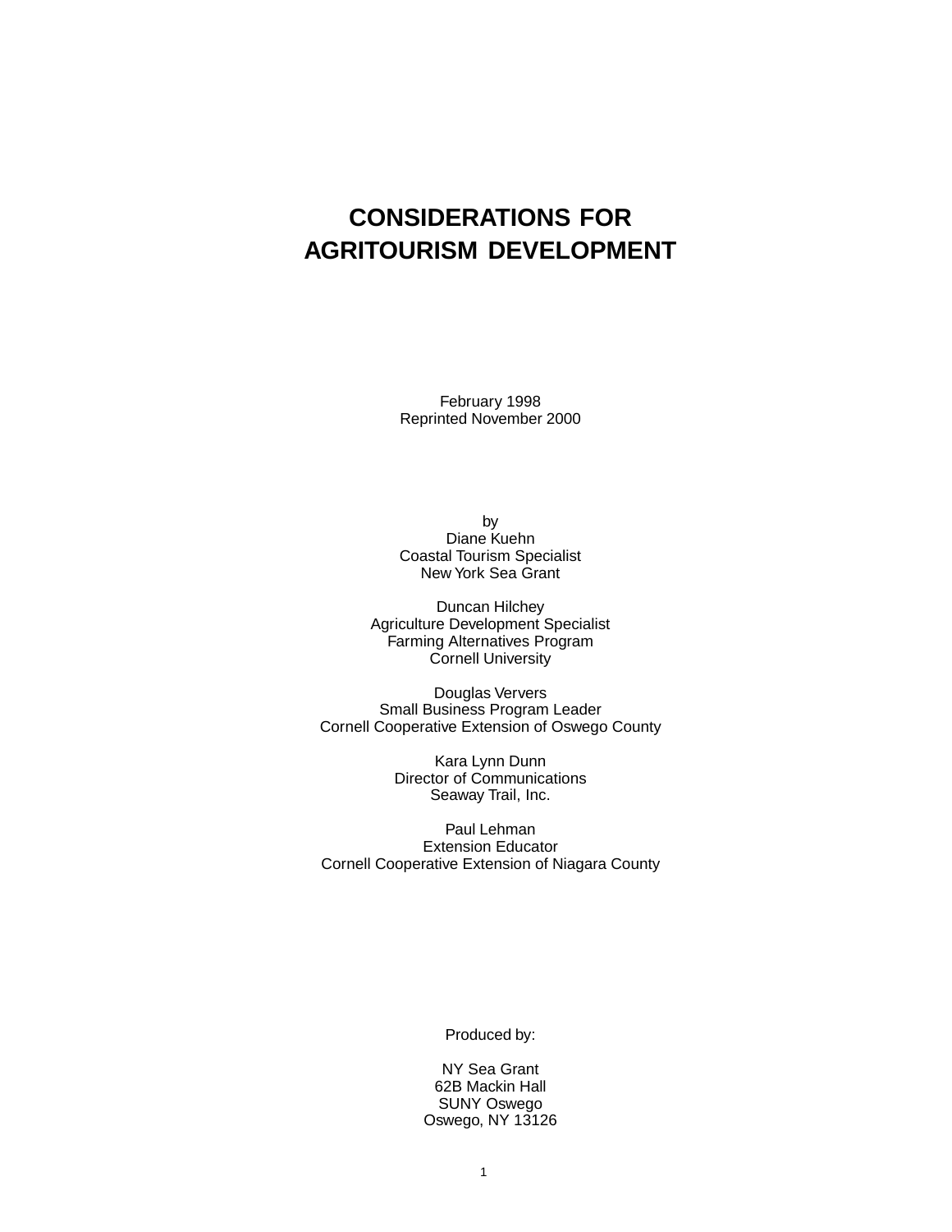# CONSIDERATIONS FOR AGRITOURISM DEVELOPMENT

February 1998
Reprinted November 2000

by
Diane Kuehn
Coastal Tourism Specialist
New York Sea Grant

Duncan Hilchey
Agriculture Development Specialist
Farming Alternatives Program
Cornell University

Douglas Ververs
Small Business Program Leader
Cornell Cooperative Extension of Oswego County

Kara Lynn Dunn
Director of Communications
Seaway Trail, Inc.

Paul Lehman
Extension Educator
Cornell Cooperative Extension of Niagara County

Produced by:

NY Sea Grant
62B Mackin Hall
SUNY Oswego
Oswego, NY 13126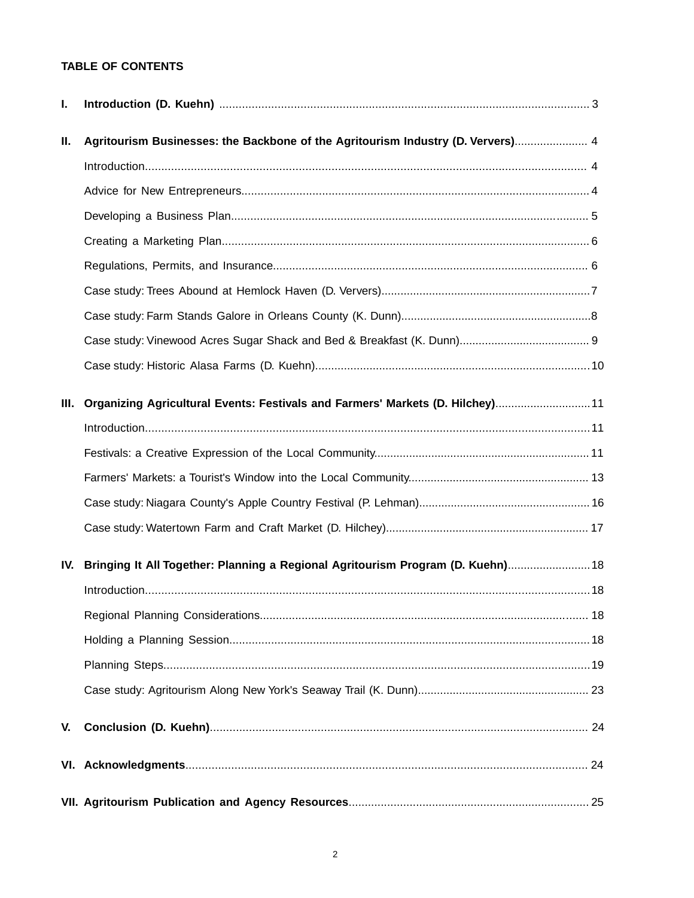**TABLE OF CONTENTS**

**I. Introduction (D. Kuehn)** .......... 3

**II. Agritourism Businesses: the Backbone of the Agritourism Industry (D. Ververs)** .......... 4

- Introduction .......... 4
- Advice for New Entrepreneurs .......... 4
- Developing a Business Plan .......... 5
- Creating a Marketing Plan .......... 6
- Regulations, Permits, and Insurance .......... 6
- Case study: Trees Abound at Hemlock Haven (D. Ververs) .......... 7
- Case study: Farm Stands Galore in Orleans County (K. Dunn) .......... 8
- Case study: Vinewood Acres Sugar Shack and Bed & Breakfast (K. Dunn) .......... 9
- Case study: Historic Alasa Farms (D. Kuehn) .......... 10

**III. Organizing Agricultural Events: Festivals and Farmers' Markets (D. Hilchey)** .......... 11

- Introduction .......... 11
- Festivals: a Creative Expression of the Local Community .......... 11
- Farmers' Markets: a Tourist's Window into the Local Community .......... 13
- Case study: Niagara County's Apple Country Festival (P. Lehman) .......... 16
- Case study: Watertown Farm and Craft Market (D. Hilchey) .......... 17

**IV. Bringing It All Together: Planning a Regional Agritourism Program (D. Kuehn)** .......... 18

- Introduction .......... 18
- Regional Planning Considerations .......... 18
- Holding a Planning Session .......... 18
- Planning Steps .......... 19
- Case study: Agritourism Along New York's Seaway Trail (K. Dunn) .......... 23

**V. Conclusion (D. Kuehn)** .......... 24

**VI. Acknowledgments** .......... 24

**VII. Agritourism Publication and Agency Resources** .......... 25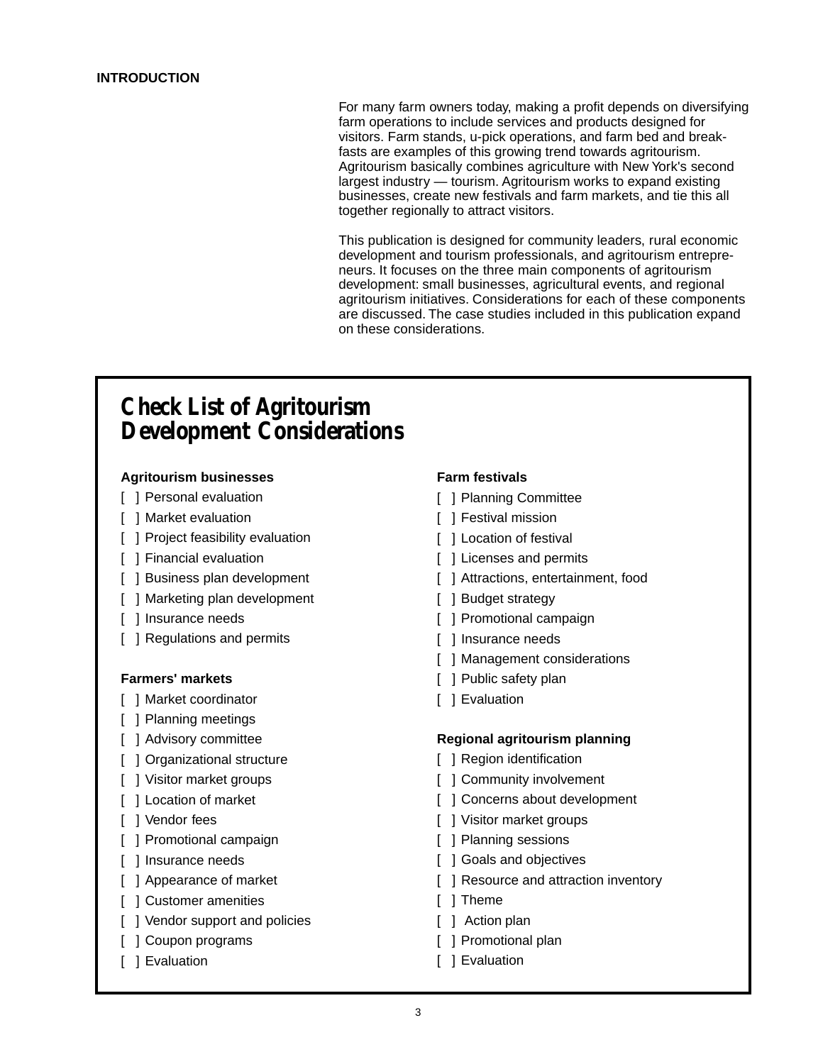## INTRODUCTION

For many farm owners today, making a profit depends on diversifying farm operations to include services and products designed for visitors. Farm stands, u-pick operations, and farm bed and breakfasts are examples of this growing trend towards agritourism. Agritourism basically combines agriculture with New York's second largest industry — tourism. Agritourism works to expand existing businesses, create new festivals and farm markets, and tie this all together regionally to attract visitors.

This publication is designed for community leaders, rural economic development and tourism professionals, and agritourism entrepreneurs. It focuses on the three main components of agritourism development: small businesses, agricultural events, and regional agritourism initiatives. Considerations for each of these components are discussed. The case studies included in this publication expand on these considerations.

## Check List of Agritourism Development Considerations

**Agritourism businesses**

- [ ] Personal evaluation
- [ ] Market evaluation
- [ ] Project feasibility evaluation
- [ ] Financial evaluation
- [ ] Business plan development
- [ ] Marketing plan development
- [ ] Insurance needs
- [ ] Regulations and permits

**Farmers' markets**

- [ ] Market coordinator
- [ ] Planning meetings
- [ ] Advisory committee
- [ ] Organizational structure
- [ ] Visitor market groups
- [ ] Location of market
- [ ] Vendor fees
- [ ] Promotional campaign
- [ ] Insurance needs
- [ ] Appearance of market
- [ ] Customer amenities
- [ ] Vendor support and policies
- [ ] Coupon programs
- [ ] Evaluation

**Farm festivals**

- [ ] Planning Committee
- [ ] Festival mission
- [ ] Location of festival
- [ ] Licenses and permits
- [ ] Attractions, entertainment, food
- [ ] Budget strategy
- [ ] Promotional campaign
- [ ] Insurance needs
- [ ] Management considerations
- [ ] Public safety plan
- [ ] Evaluation

**Regional agritourism planning**

- [ ] Region identification
- [ ] Community involvement
- [ ] Concerns about development
- [ ] Visitor market groups
- [ ] Planning sessions
- [ ] Goals and objectives
- [ ] Resource and attraction inventory
- [ ] Theme
- [ ] Action plan
- [ ] Promotional plan
- [ ] Evaluation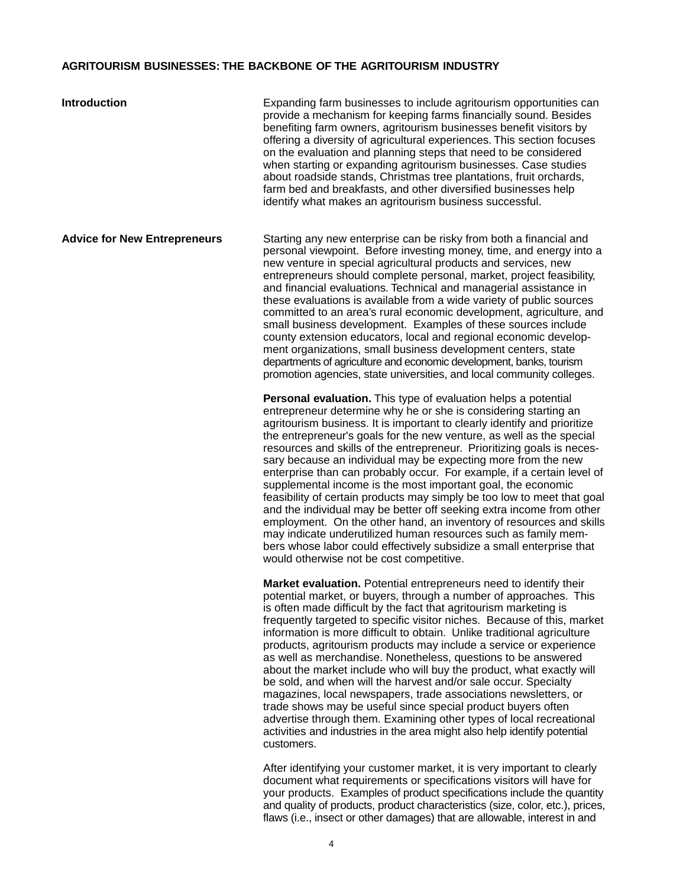# AGRITOURISM BUSINESSES: THE BACKBONE OF THE AGRITOURISM INDUSTRY

## Introduction

Expanding farm businesses to include agritourism opportunities can provide a mechanism for keeping farms financially sound. Besides benefiting farm owners, agritourism businesses benefit visitors by offering a diversity of agricultural experiences. This section focuses on the evaluation and planning steps that need to be considered when starting or expanding agritourism businesses. Case studies about roadside stands, Christmas tree plantations, fruit orchards, farm bed and breakfasts, and other diversified businesses help identify what makes an agritourism business successful.

## Advice for New Entrepreneurs

Starting any new enterprise can be risky from both a financial and personal viewpoint. Before investing money, time, and energy into a new venture in special agricultural products and services, new entrepreneurs should complete personal, market, project feasibility, and financial evaluations. Technical and managerial assistance in these evaluations is available from a wide variety of public sources committed to an area's rural economic development, agriculture, and small business development. Examples of these sources include county extension educators, local and regional economic development organizations, small business development centers, state departments of agriculture and economic development, banks, tourism promotion agencies, state universities, and local community colleges.

**Personal evaluation.** This type of evaluation helps a potential entrepreneur determine why he or she is considering starting an agritourism business. It is important to clearly identify and prioritize the entrepreneur's goals for the new venture, as well as the special resources and skills of the entrepreneur. Prioritizing goals is necessary because an individual may be expecting more from the new enterprise than can probably occur. For example, if a certain level of supplemental income is the most important goal, the economic feasibility of certain products may simply be too low to meet that goal and the individual may be better off seeking extra income from other employment. On the other hand, an inventory of resources and skills may indicate underutilized human resources such as family members whose labor could effectively subsidize a small enterprise that would otherwise not be cost competitive.

**Market evaluation.** Potential entrepreneurs need to identify their potential market, or buyers, through a number of approaches. This is often made difficult by the fact that agritourism marketing is frequently targeted to specific visitor niches. Because of this, market information is more difficult to obtain. Unlike traditional agriculture products, agritourism products may include a service or experience as well as merchandise. Nonetheless, questions to be answered about the market include who will buy the product, what exactly will be sold, and when will the harvest and/or sale occur. Specialty magazines, local newspapers, trade associations newsletters, or trade shows may be useful since special product buyers often advertise through them. Examining other types of local recreational activities and industries in the area might also help identify potential customers.

After identifying your customer market, it is very important to clearly document what requirements or specifications visitors will have for your products. Examples of product specifications include the quantity and quality of products, product characteristics (size, color, etc.), prices, flaws (i.e., insect or other damages) that are allowable, interest in and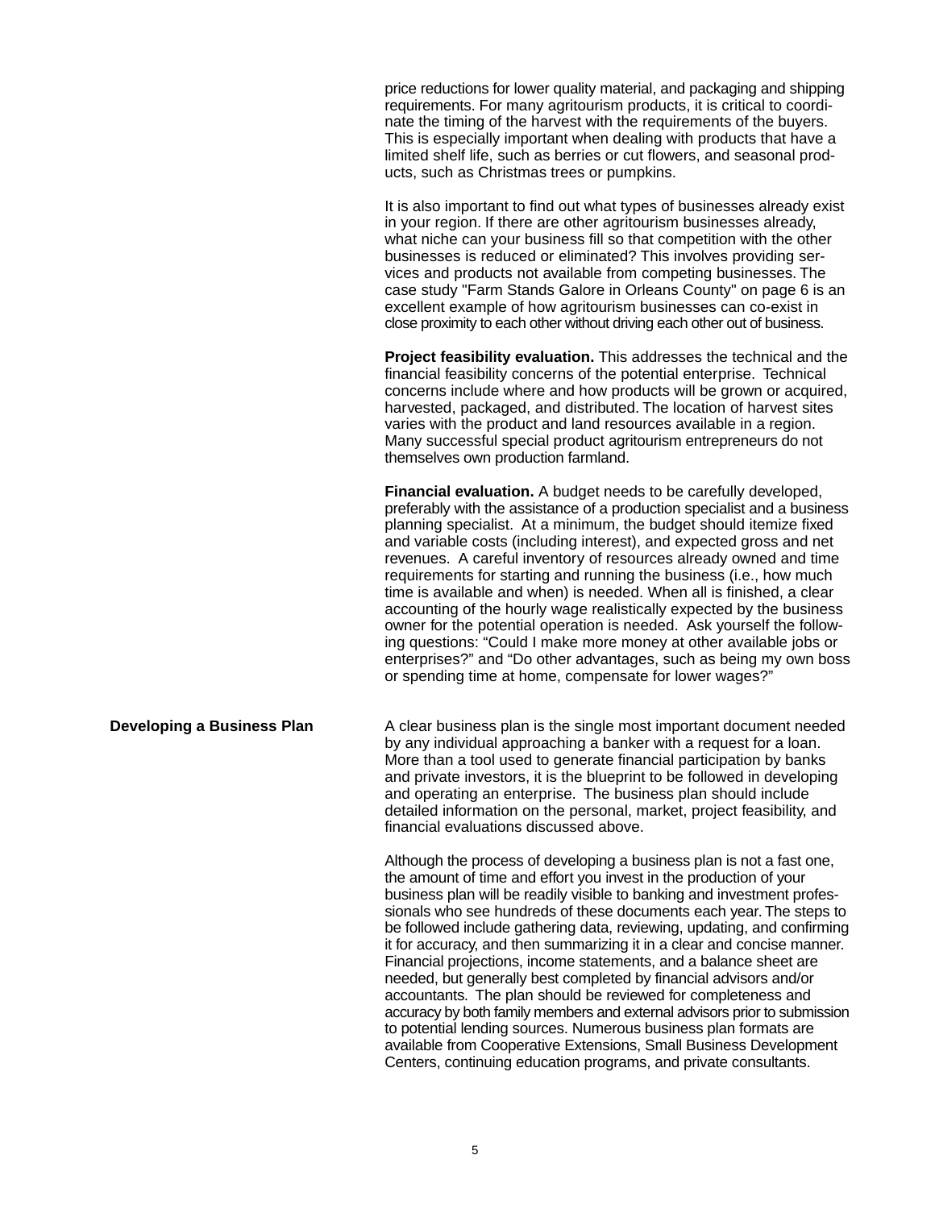price reductions for lower quality material, and packaging and shipping requirements. For many agritourism products, it is critical to coordinate the timing of the harvest with the requirements of the buyers. This is especially important when dealing with products that have a limited shelf life, such as berries or cut flowers, and seasonal products, such as Christmas trees or pumpkins.

It is also important to find out what types of businesses already exist in your region. If there are other agritourism businesses already, what niche can your business fill so that competition with the other businesses is reduced or eliminated? This involves providing services and products not available from competing businesses. The case study "Farm Stands Galore in Orleans County" on page 6 is an excellent example of how agritourism businesses can co-exist in close proximity to each other without driving each other out of business.

**Project feasibility evaluation.** This addresses the technical and the financial feasibility concerns of the potential enterprise. Technical concerns include where and how products will be grown or acquired, harvested, packaged, and distributed. The location of harvest sites varies with the product and land resources available in a region. Many successful special product agritourism entrepreneurs do not themselves own production farmland.

**Financial evaluation.** A budget needs to be carefully developed, preferably with the assistance of a production specialist and a business planning specialist. At a minimum, the budget should itemize fixed and variable costs (including interest), and expected gross and net revenues. A careful inventory of resources already owned and time requirements for starting and running the business (i.e., how much time is available and when) is needed. When all is finished, a clear accounting of the hourly wage realistically expected by the business owner for the potential operation is needed. Ask yourself the following questions: “Could I make more money at other available jobs or enterprises?” and “Do other advantages, such as being my own boss or spending time at home, compensate for lower wages?”

## Developing a Business Plan

A clear business plan is the single most important document needed by any individual approaching a banker with a request for a loan. More than a tool used to generate financial participation by banks and private investors, it is the blueprint to be followed in developing and operating an enterprise. The business plan should include detailed information on the personal, market, project feasibility, and financial evaluations discussed above.

Although the process of developing a business plan is not a fast one, the amount of time and effort you invest in the production of your business plan will be readily visible to banking and investment professionals who see hundreds of these documents each year. The steps to be followed include gathering data, reviewing, updating, and confirming it for accuracy, and then summarizing it in a clear and concise manner. Financial projections, income statements, and a balance sheet are needed, but generally best completed by financial advisors and/or accountants. The plan should be reviewed for completeness and accuracy by both family members and external advisors prior to submission to potential lending sources. Numerous business plan formats are available from Cooperative Extensions, Small Business Development Centers, continuing education programs, and private consultants.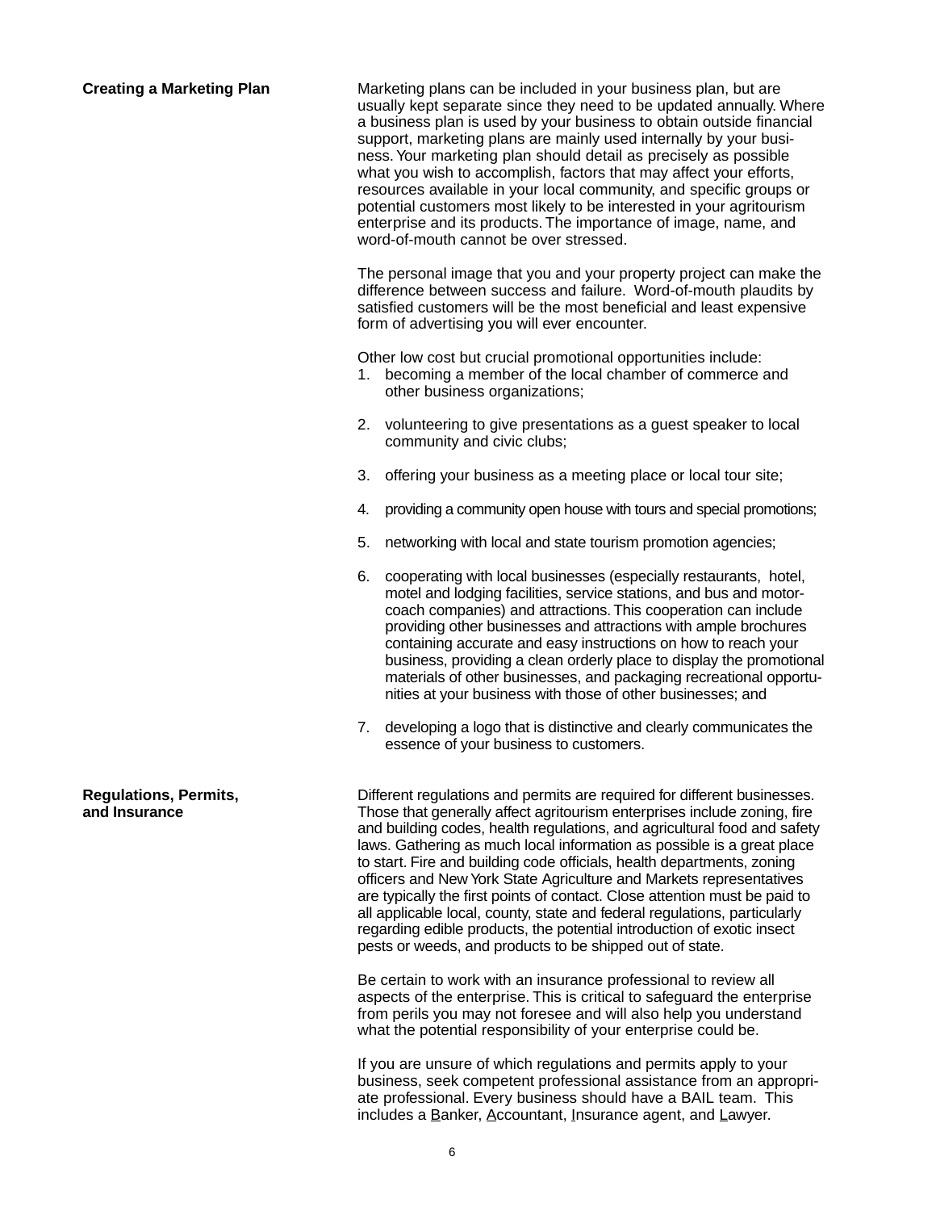## Creating a Marketing Plan

Marketing plans can be included in your business plan, but are usually kept separate since they need to be updated annually. Where a business plan is used by your business to obtain outside financial support, marketing plans are mainly used internally by your business. Your marketing plan should detail as precisely as possible what you wish to accomplish, factors that may affect your efforts, resources available in your local community, and specific groups or potential customers most likely to be interested in your agritourism enterprise and its products. The importance of image, name, and word-of-mouth cannot be over stressed.

The personal image that you and your property project can make the difference between success and failure. Word-of-mouth plaudits by satisfied customers will be the most beneficial and least expensive form of advertising you will ever encounter.

Other low cost but crucial promotional opportunities include:

1. becoming a member of the local chamber of commerce and other business organizations;

2. volunteering to give presentations as a guest speaker to local community and civic clubs;

3. offering your business as a meeting place or local tour site;

4. providing a community open house with tours and special promotions;

5. networking with local and state tourism promotion agencies;

6. cooperating with local businesses (especially restaurants, hotel, motel and lodging facilities, service stations, and bus and motor-coach companies) and attractions. This cooperation can include providing other businesses and attractions with ample brochures containing accurate and easy instructions on how to reach your business, providing a clean orderly place to display the promotional materials of other businesses, and packaging recreational opportunities at your business with those of other businesses; and

7. developing a logo that is distinctive and clearly communicates the essence of your business to customers.

## Regulations, Permits, and Insurance

Different regulations and permits are required for different businesses. Those that generally affect agritourism enterprises include zoning, fire and building codes, health regulations, and agricultural food and safety laws. Gathering as much local information as possible is a great place to start. Fire and building code officials, health departments, zoning officers and New York State Agriculture and Markets representatives are typically the first points of contact. Close attention must be paid to all applicable local, county, state and federal regulations, particularly regarding edible products, the potential introduction of exotic insect pests or weeds, and products to be shipped out of state.

Be certain to work with an insurance professional to review all aspects of the enterprise. This is critical to safeguard the enterprise from perils you may not foresee and will also help you understand what the potential responsibility of your enterprise could be.

If you are unsure of which regulations and permits apply to your business, seek competent professional assistance from an appropriate professional. Every business should have a BAIL team. This includes a <u>B</u>anker, <u>A</u>ccountant, <u>I</u>nsurance agent, and <u>L</u>awyer.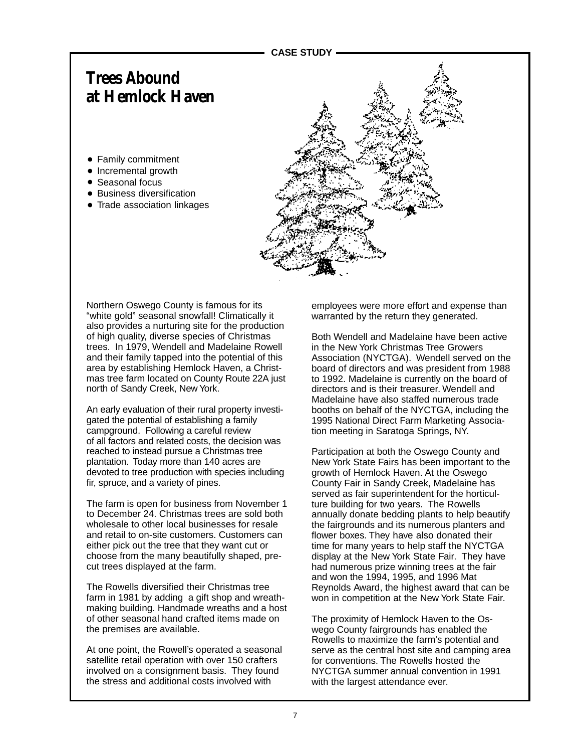CASE STUDY

# Trees Abound at Hemlock Haven

- Family commitment
- Incremental growth
- Seasonal focus
- Business diversification
- Trade association linkages

Northern Oswego County is famous for its "white gold" seasonal snowfall! Climatically it also provides a nurturing site for the production of high quality, diverse species of Christmas trees. In 1979, Wendell and Madelaine Rowell and their family tapped into the potential of this area by establishing Hemlock Haven, a Christmas tree farm located on County Route 22A just north of Sandy Creek, New York.

An early evaluation of their rural property investigated the potential of establishing a family campground. Following a careful review of all factors and related costs, the decision was reached to instead pursue a Christmas tree plantation. Today more than 140 acres are devoted to tree production with species including fir, spruce, and a variety of pines.

The farm is open for business from November 1 to December 24. Christmas trees are sold both wholesale to other local businesses for resale and retail to on-site customers. Customers can either pick out the tree that they want cut or choose from the many beautifully shaped, pre-cut trees displayed at the farm.

The Rowells diversified their Christmas tree farm in 1981 by adding a gift shop and wreath-making building. Handmade wreaths and a host of other seasonal hand crafted items made on the premises are available.

At one point, the Rowell's operated a seasonal satellite retail operation with over 150 crafters involved on a consignment basis. They found the stress and additional costs involved with employees were more effort and expense than warranted by the return they generated.

Both Wendell and Madelaine have been active in the New York Christmas Tree Growers Association (NYCTGA). Wendell served on the board of directors and was president from 1988 to 1992. Madelaine is currently on the board of directors and is their treasurer. Wendell and Madelaine have also staffed numerous trade booths on behalf of the NYCTGA, including the 1995 National Direct Farm Marketing Association meeting in Saratoga Springs, NY.

Participation at both the Oswego County and New York State Fairs has been important to the growth of Hemlock Haven. At the Oswego County Fair in Sandy Creek, Madelaine has served as fair superintendent for the horticulture building for two years. The Rowells annually donate bedding plants to help beautify the fairgrounds and its numerous planters and flower boxes. They have also donated their time for many years to help staff the NYCTGA display at the New York State Fair. They have had numerous prize winning trees at the fair and won the 1994, 1995, and 1996 Mat Reynolds Award, the highest award that can be won in competition at the New York State Fair.

The proximity of Hemlock Haven to the Oswego County fairgrounds has enabled the Rowells to maximize the farm's potential and serve as the central host site and camping area for conventions. The Rowells hosted the NYCTGA summer annual convention in 1991 with the largest attendance ever.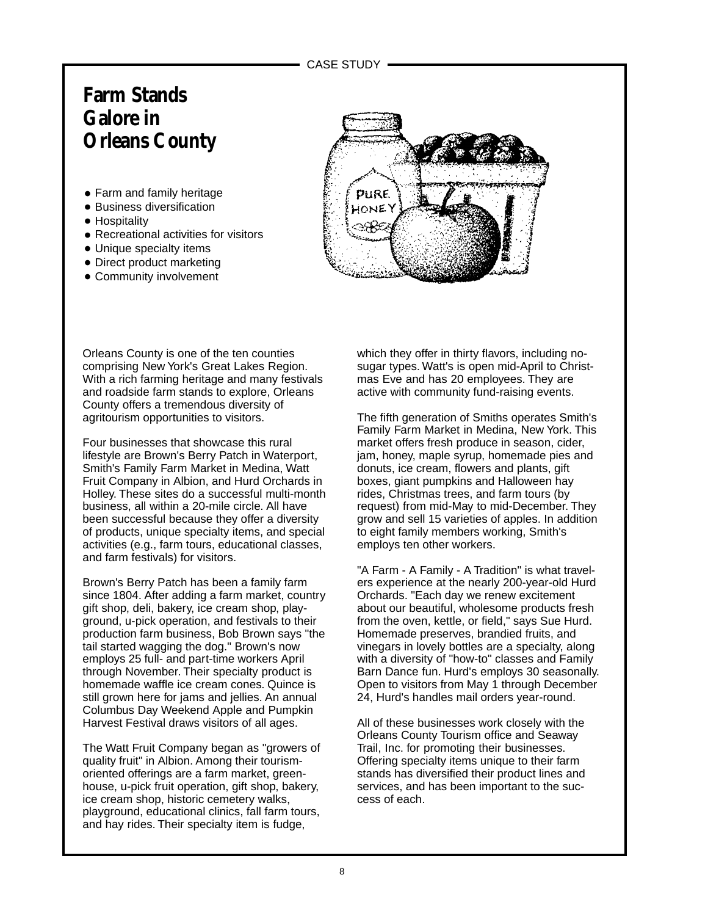CASE STUDY

# Farm Stands Galore in Orleans County

- Farm and family heritage
- Business diversification
- Hospitality
- Recreational activities for visitors
- Unique specialty items
- Direct product marketing
- Community involvement

Orleans County is one of the ten counties comprising New York's Great Lakes Region. With a rich farming heritage and many festivals and roadside farm stands to explore, Orleans County offers a tremendous diversity of agritourism opportunities to visitors.

Four businesses that showcase this rural lifestyle are Brown's Berry Patch in Waterport, Smith's Family Farm Market in Medina, Watt Fruit Company in Albion, and Hurd Orchards in Holley. These sites do a successful multi-month business, all within a 20-mile circle. All have been successful because they offer a diversity of products, unique specialty items, and special activities (e.g., farm tours, educational classes, and farm festivals) for visitors.

Brown's Berry Patch has been a family farm since 1804. After adding a farm market, country gift shop, deli, bakery, ice cream shop, playground, u-pick operation, and festivals to their production farm business, Bob Brown says "the tail started wagging the dog." Brown's now employs 25 full- and part-time workers April through November. Their specialty product is homemade waffle ice cream cones. Quince is still grown here for jams and jellies. An annual Columbus Day Weekend Apple and Pumpkin Harvest Festival draws visitors of all ages.

The Watt Fruit Company began as "growers of quality fruit" in Albion. Among their tourism-oriented offerings are a farm market, greenhouse, u-pick fruit operation, gift shop, bakery, ice cream shop, historic cemetery walks, playground, educational clinics, fall farm tours, and hay rides. Their specialty item is fudge, which they offer in thirty flavors, including no-sugar types. Watt's is open mid-April to Christmas Eve and has 20 employees. They are active with community fund-raising events.

The fifth generation of Smiths operates Smith's Family Farm Market in Medina, New York. This market offers fresh produce in season, cider, jam, honey, maple syrup, homemade pies and donuts, ice cream, flowers and plants, gift boxes, giant pumpkins and Halloween hay rides, Christmas trees, and farm tours (by request) from mid-May to mid-December. They grow and sell 15 varieties of apples. In addition to eight family members working, Smith's employs ten other workers.

"A Farm - A Family - A Tradition" is what travelers experience at the nearly 200-year-old Hurd Orchards. "Each day we renew excitement about our beautiful, wholesome products fresh from the oven, kettle, or field," says Sue Hurd. Homemade preserves, brandied fruits, and vinegars in lovely bottles are a specialty, along with a diversity of "how-to" classes and Family Barn Dance fun. Hurd's employs 30 seasonally. Open to visitors from May 1 through December 24, Hurd's handles mail orders year-round.

All of these businesses work closely with the Orleans County Tourism office and Seaway Trail, Inc. for promoting their businesses. Offering specialty items unique to their farm stands has diversified their product lines and services, and has been important to the success of each.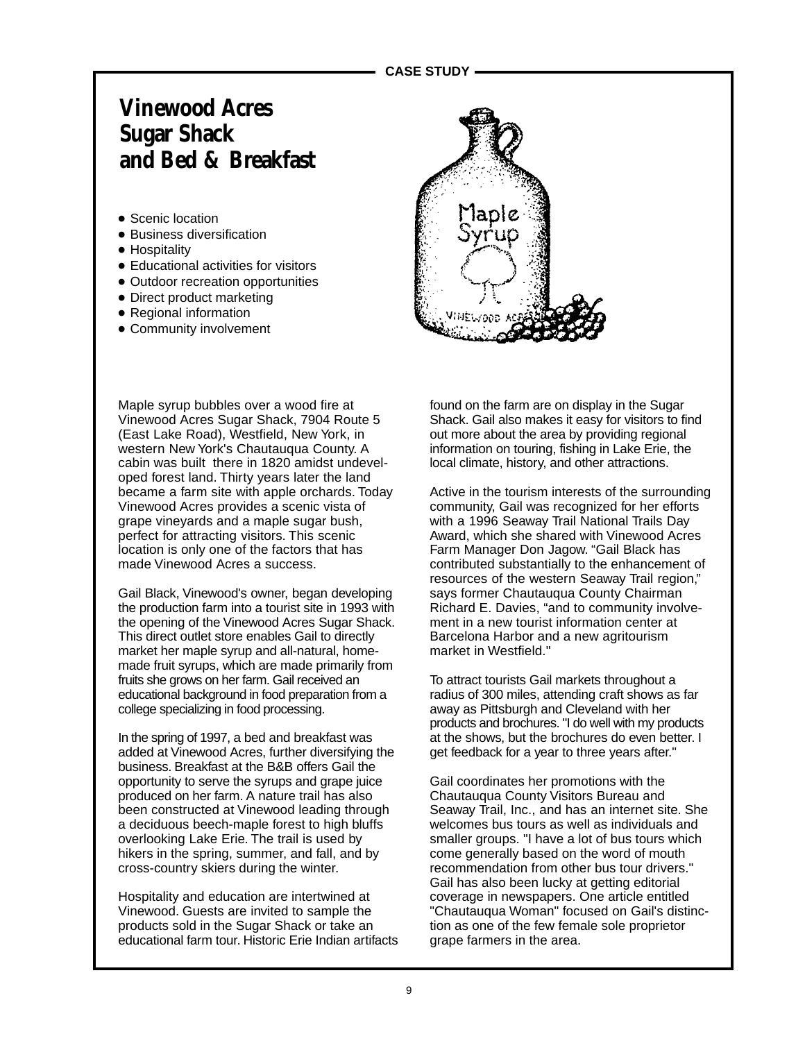CASE STUDY

# Vinewood Acres Sugar Shack and Bed & Breakfast

- Scenic location
- Business diversification
- Hospitality
- Educational activities for visitors
- Outdoor recreation opportunities
- Direct product marketing
- Regional information
- Community involvement

Maple syrup bubbles over a wood fire at Vinewood Acres Sugar Shack, 7904 Route 5 (East Lake Road), Westfield, New York, in western New York's Chautauqua County. A cabin was built there in 1820 amidst undeveloped forest land. Thirty years later the land became a farm site with apple orchards. Today Vinewood Acres provides a scenic vista of grape vineyards and a maple sugar bush, perfect for attracting visitors. This scenic location is only one of the factors that has made Vinewood Acres a success.

Gail Black, Vinewood's owner, began developing the production farm into a tourist site in 1993 with the opening of the Vinewood Acres Sugar Shack. This direct outlet store enables Gail to directly market her maple syrup and all-natural, homemade fruit syrups, which are made primarily from fruits she grows on her farm. Gail received an educational background in food preparation from a college specializing in food processing.

In the spring of 1997, a bed and breakfast was added at Vinewood Acres, further diversifying the business. Breakfast at the B&B offers Gail the opportunity to serve the syrups and grape juice produced on her farm. A nature trail has also been constructed at Vinewood leading through a deciduous beech-maple forest to high bluffs overlooking Lake Erie. The trail is used by hikers in the spring, summer, and fall, and by cross-country skiers during the winter.

Hospitality and education are intertwined at Vinewood. Guests are invited to sample the products sold in the Sugar Shack or take an educational farm tour. Historic Erie Indian artifacts found on the farm are on display in the Sugar Shack. Gail also makes it easy for visitors to find out more about the area by providing regional information on touring, fishing in Lake Erie, the local climate, history, and other attractions.

Active in the tourism interests of the surrounding community, Gail was recognized for her efforts with a 1996 Seaway Trail National Trails Day Award, which she shared with Vinewood Acres Farm Manager Don Jagow. "Gail Black has contributed substantially to the enhancement of resources of the western Seaway Trail region," says former Chautauqua County Chairman Richard E. Davies, "and to community involvement in a new tourist information center at Barcelona Harbor and a new agritourism market in Westfield."

To attract tourists Gail markets throughout a radius of 300 miles, attending craft shows as far away as Pittsburgh and Cleveland with her products and brochures. "I do well with my products at the shows, but the brochures do even better. I get feedback for a year to three years after."

Gail coordinates her promotions with the Chautauqua County Visitors Bureau and Seaway Trail, Inc., and has an internet site. She welcomes bus tours as well as individuals and smaller groups. "I have a lot of bus tours which come generally based on the word of mouth recommendation from other bus tour drivers." Gail has also been lucky at getting editorial coverage in newspapers. One article entitled "Chautauqua Woman" focused on Gail's distinction as one of the few female sole proprietor grape farmers in the area.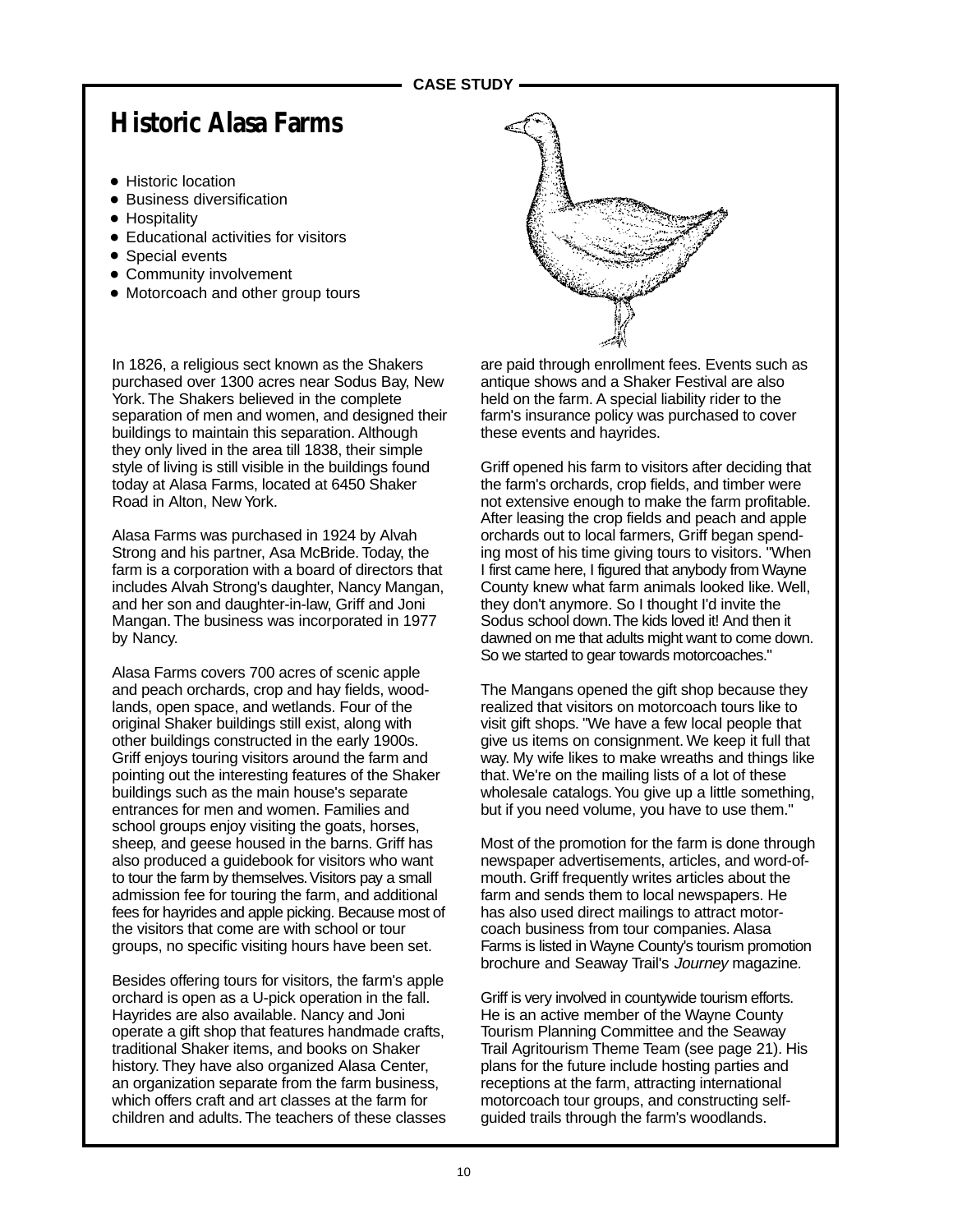CASE STUDY

# Historic Alasa Farms

- Historic location
- Business diversification
- Hospitality
- Educational activities for visitors
- Special events
- Community involvement
- Motorcoach and other group tours

In 1826, a religious sect known as the Shakers purchased over 1300 acres near Sodus Bay, New York. The Shakers believed in the complete separation of men and women, and designed their buildings to maintain this separation. Although they only lived in the area till 1838, their simple style of living is still visible in the buildings found today at Alasa Farms, located at 6450 Shaker Road in Alton, New York.

Alasa Farms was purchased in 1924 by Alvah Strong and his partner, Asa McBride. Today, the farm is a corporation with a board of directors that includes Alvah Strong's daughter, Nancy Mangan, and her son and daughter-in-law, Griff and Joni Mangan. The business was incorporated in 1977 by Nancy.

Alasa Farms covers 700 acres of scenic apple and peach orchards, crop and hay fields, woodlands, open space, and wetlands. Four of the original Shaker buildings still exist, along with other buildings constructed in the early 1900s. Griff enjoys touring visitors around the farm and pointing out the interesting features of the Shaker buildings such as the main house's separate entrances for men and women. Families and school groups enjoy visiting the goats, horses, sheep, and geese housed in the barns. Griff has also produced a guidebook for visitors who want to tour the farm by themselves. Visitors pay a small admission fee for touring the farm, and additional fees for hayrides and apple picking. Because most of the visitors that come are with school or tour groups, no specific visiting hours have been set.

Besides offering tours for visitors, the farm's apple orchard is open as a U-pick operation in the fall. Hayrides are also available. Nancy and Joni operate a gift shop that features handmade crafts, traditional Shaker items, and books on Shaker history. They have also organized Alasa Center, an organization separate from the farm business, which offers craft and art classes at the farm for children and adults. The teachers of these classes are paid through enrollment fees. Events such as antique shows and a Shaker Festival are also held on the farm. A special liability rider to the farm's insurance policy was purchased to cover these events and hayrides.

Griff opened his farm to visitors after deciding that the farm's orchards, crop fields, and timber were not extensive enough to make the farm profitable. After leasing the crop fields and peach and apple orchards out to local farmers, Griff began spending most of his time giving tours to visitors. "When I first came here, I figured that anybody from Wayne County knew what farm animals looked like. Well, they don't anymore. So I thought I'd invite the Sodus school down. The kids loved it! And then it dawned on me that adults might want to come down. So we started to gear towards motorcoaches."

The Mangans opened the gift shop because they realized that visitors on motorcoach tours like to visit gift shops. "We have a few local people that give us items on consignment. We keep it full that way. My wife likes to make wreaths and things like that. We're on the mailing lists of a lot of these wholesale catalogs. You give up a little something, but if you need volume, you have to use them."

Most of the promotion for the farm is done through newspaper advertisements, articles, and word-of-mouth. Griff frequently writes articles about the farm and sends them to local newspapers. He has also used direct mailings to attract motorcoach business from tour companies. Alasa Farms is listed in Wayne County's tourism promotion brochure and Seaway Trail's *Journey* magazine.

Griff is very involved in countywide tourism efforts. He is an active member of the Wayne County Tourism Planning Committee and the Seaway Trail Agritourism Theme Team (see page 21). His plans for the future include hosting parties and receptions at the farm, attracting international motorcoach tour groups, and constructing self-guided trails through the farm's woodlands.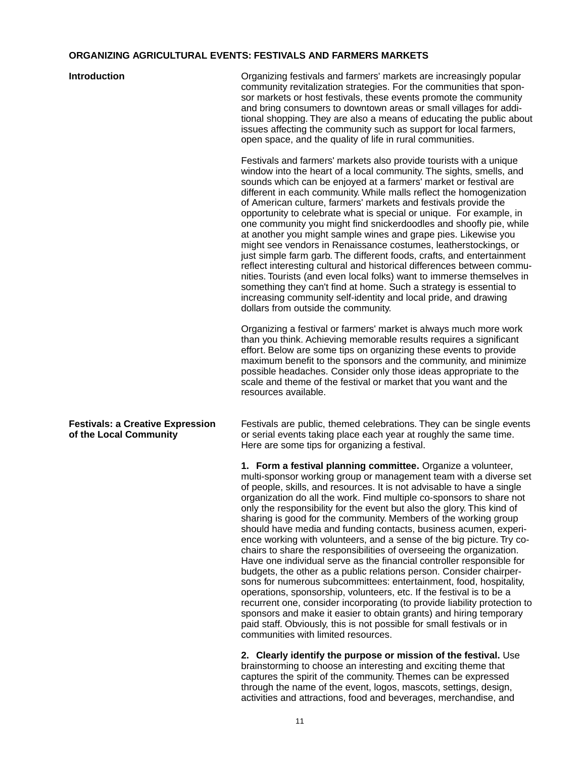# ORGANIZING AGRICULTURAL EVENTS: FESTIVALS AND FARMERS MARKETS

## Introduction

Organizing festivals and farmers' markets are increasingly popular community revitalization strategies. For the communities that sponsor markets or host festivals, these events promote the community and bring consumers to downtown areas or small villages for additional shopping. They are also a means of educating the public about issues affecting the community such as support for local farmers, open space, and the quality of life in rural communities.

Festivals and farmers' markets also provide tourists with a unique window into the heart of a local community. The sights, smells, and sounds which can be enjoyed at a farmers' market or festival are different in each community. While malls reflect the homogenization of American culture, farmers' markets and festivals provide the opportunity to celebrate what is special or unique. For example, in one community you might find snickerdoodles and shoofly pie, while at another you might sample wines and grape pies. Likewise you might see vendors in Renaissance costumes, leatherstockings, or just simple farm garb. The different foods, crafts, and entertainment reflect interesting cultural and historical differences between communities. Tourists (and even local folks) want to immerse themselves in something they can't find at home. Such a strategy is essential to increasing community self-identity and local pride, and drawing dollars from outside the community.

Organizing a festival or farmers' market is always much more work than you think. Achieving memorable results requires a significant effort. Below are some tips on organizing these events to provide maximum benefit to the sponsors and the community, and minimize possible headaches. Consider only those ideas appropriate to the scale and theme of the festival or market that you want and the resources available.

## Festivals: a Creative Expression of the Local Community

Festivals are public, themed celebrations. They can be single events or serial events taking place each year at roughly the same time. Here are some tips for organizing a festival.

**1. Form a festival planning committee.** Organize a volunteer, multi-sponsor working group or management team with a diverse set of people, skills, and resources. It is not advisable to have a single organization do all the work. Find multiple co-sponsors to share not only the responsibility for the event but also the glory. This kind of sharing is good for the community. Members of the working group should have media and funding contacts, business acumen, experience working with volunteers, and a sense of the big picture. Try co-chairs to share the responsibilities of overseeing the organization. Have one individual serve as the financial controller responsible for budgets, the other as a public relations person. Consider chairpersons for numerous subcommittees: entertainment, food, hospitality, operations, sponsorship, volunteers, etc. If the festival is to be a recurrent one, consider incorporating (to provide liability protection to sponsors and make it easier to obtain grants) and hiring temporary paid staff. Obviously, this is not possible for small festivals or in communities with limited resources.

**2. Clearly identify the purpose or mission of the festival.** Use brainstorming to choose an interesting and exciting theme that captures the spirit of the community. Themes can be expressed through the name of the event, logos, mascots, settings, design, activities and attractions, food and beverages, merchandise, and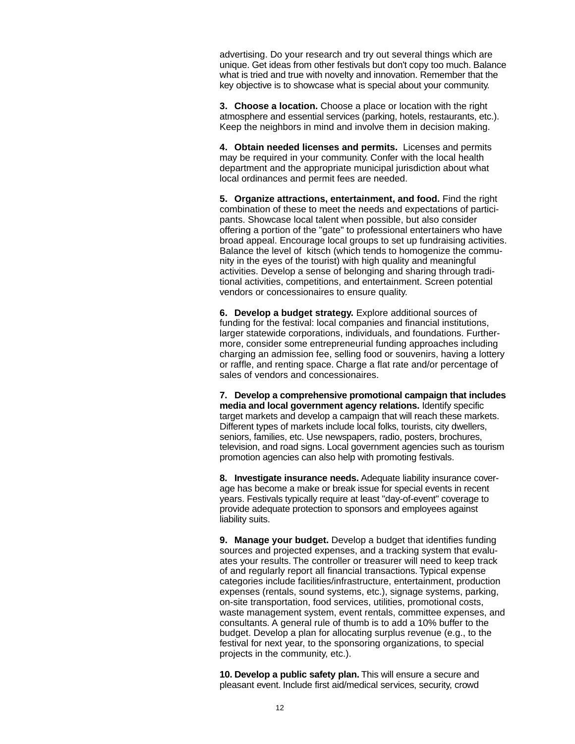advertising. Do your research and try out several things which are unique. Get ideas from other festivals but don't copy too much. Balance what is tried and true with novelty and innovation. Remember that the key objective is to showcase what is special about your community.

**3. Choose a location.** Choose a place or location with the right atmosphere and essential services (parking, hotels, restaurants, etc.). Keep the neighbors in mind and involve them in decision making.

**4. Obtain needed licenses and permits.** Licenses and permits may be required in your community. Confer with the local health department and the appropriate municipal jurisdiction about what local ordinances and permit fees are needed.

**5. Organize attractions, entertainment, and food.** Find the right combination of these to meet the needs and expectations of participants. Showcase local talent when possible, but also consider offering a portion of the "gate" to professional entertainers who have broad appeal. Encourage local groups to set up fundraising activities. Balance the level of kitsch (which tends to homogenize the community in the eyes of the tourist) with high quality and meaningful activities. Develop a sense of belonging and sharing through traditional activities, competitions, and entertainment. Screen potential vendors or concessionaires to ensure quality.

**6. Develop a budget strategy.** Explore additional sources of funding for the festival: local companies and financial institutions, larger statewide corporations, individuals, and foundations. Furthermore, consider some entrepreneurial funding approaches including charging an admission fee, selling food or souvenirs, having a lottery or raffle, and renting space. Charge a flat rate and/or percentage of sales of vendors and concessionaires.

**7. Develop a comprehensive promotional campaign that includes media and local government agency relations.** Identify specific target markets and develop a campaign that will reach these markets. Different types of markets include local folks, tourists, city dwellers, seniors, families, etc. Use newspapers, radio, posters, brochures, television, and road signs. Local government agencies such as tourism promotion agencies can also help with promoting festivals.

**8. Investigate insurance needs.** Adequate liability insurance coverage has become a make or break issue for special events in recent years. Festivals typically require at least "day-of-event" coverage to provide adequate protection to sponsors and employees against liability suits.

**9. Manage your budget.** Develop a budget that identifies funding sources and projected expenses, and a tracking system that evaluates your results. The controller or treasurer will need to keep track of and regularly report all financial transactions. Typical expense categories include facilities/infrastructure, entertainment, production expenses (rentals, sound systems, etc.), signage systems, parking, on-site transportation, food services, utilities, promotional costs, waste management system, event rentals, committee expenses, and consultants. A general rule of thumb is to add a 10% buffer to the budget. Develop a plan for allocating surplus revenue (e.g., to the festival for next year, to the sponsoring organizations, to special projects in the community, etc.).

**10. Develop a public safety plan.** This will ensure a secure and pleasant event. Include first aid/medical services, security, crowd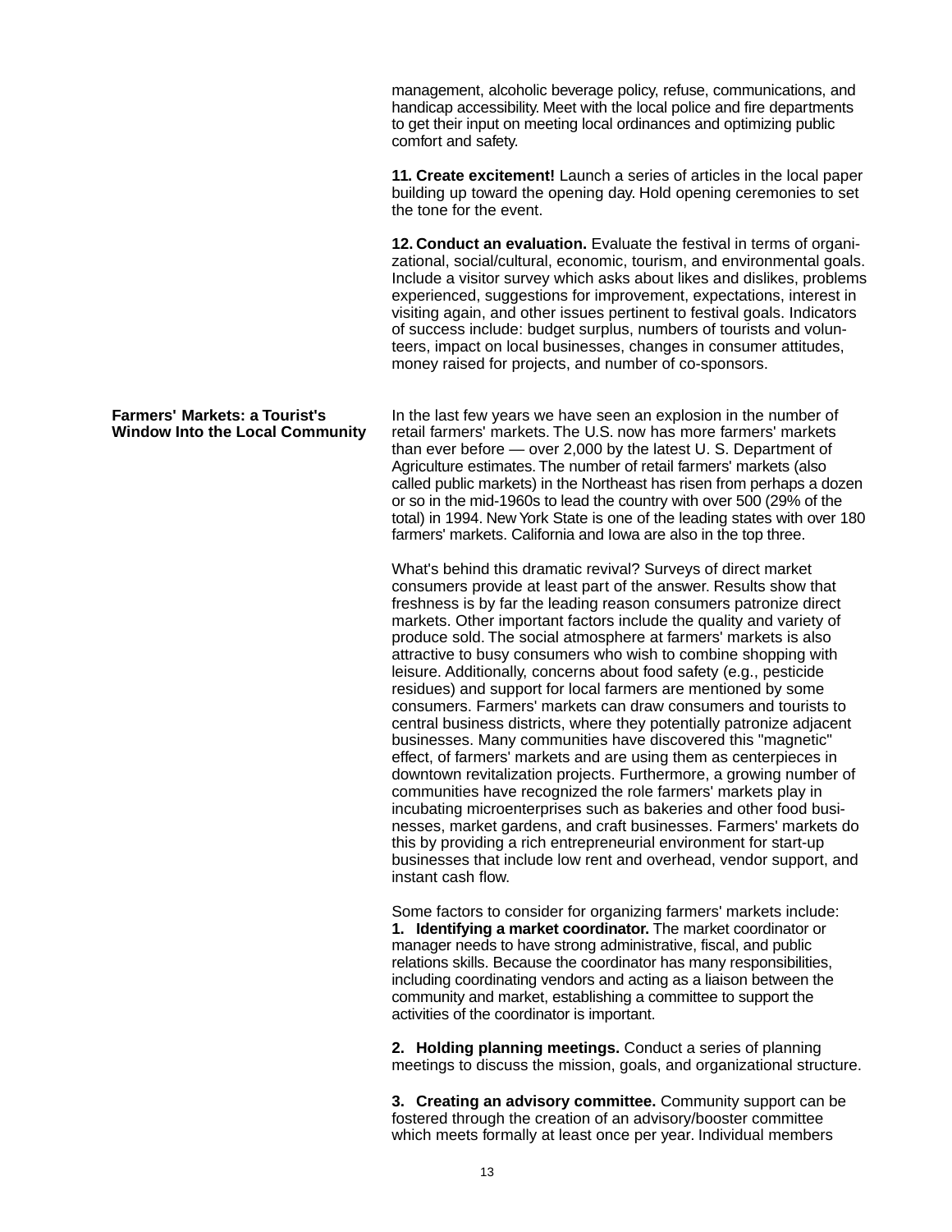management, alcoholic beverage policy, refuse, communications, and handicap accessibility. Meet with the local police and fire departments to get their input on meeting local ordinances and optimizing public comfort and safety.

**11. Create excitement!** Launch a series of articles in the local paper building up toward the opening day. Hold opening ceremonies to set the tone for the event.

**12. Conduct an evaluation.** Evaluate the festival in terms of organizational, social/cultural, economic, tourism, and environmental goals. Include a visitor survey which asks about likes and dislikes, problems experienced, suggestions for improvement, expectations, interest in visiting again, and other issues pertinent to festival goals. Indicators of success include: budget surplus, numbers of tourists and volunteers, impact on local businesses, changes in consumer attitudes, money raised for projects, and number of co-sponsors.

## Farmers' Markets: a Tourist's Window Into the Local Community

In the last few years we have seen an explosion in the number of retail farmers' markets. The U.S. now has more farmers' markets than ever before — over 2,000 by the latest U. S. Department of Agriculture estimates. The number of retail farmers' markets (also called public markets) in the Northeast has risen from perhaps a dozen or so in the mid-1960s to lead the country with over 500 (29% of the total) in 1994. New York State is one of the leading states with over 180 farmers' markets. California and Iowa are also in the top three.

What's behind this dramatic revival? Surveys of direct market consumers provide at least part of the answer. Results show that freshness is by far the leading reason consumers patronize direct markets. Other important factors include the quality and variety of produce sold. The social atmosphere at farmers' markets is also attractive to busy consumers who wish to combine shopping with leisure. Additionally, concerns about food safety (e.g., pesticide residues) and support for local farmers are mentioned by some consumers. Farmers' markets can draw consumers and tourists to central business districts, where they potentially patronize adjacent businesses. Many communities have discovered this "magnetic" effect, of farmers' markets and are using them as centerpieces in downtown revitalization projects. Furthermore, a growing number of communities have recognized the role farmers' markets play in incubating microenterprises such as bakeries and other food businesses, market gardens, and craft businesses. Farmers' markets do this by providing a rich entrepreneurial environment for start-up businesses that include low rent and overhead, vendor support, and instant cash flow.

Some factors to consider for organizing farmers' markets include:

**1. Identifying a market coordinator.** The market coordinator or manager needs to have strong administrative, fiscal, and public relations skills. Because the coordinator has many responsibilities, including coordinating vendors and acting as a liaison between the community and market, establishing a committee to support the activities of the coordinator is important.

**2. Holding planning meetings.** Conduct a series of planning meetings to discuss the mission, goals, and organizational structure.

**3. Creating an advisory committee.** Community support can be fostered through the creation of an advisory/booster committee which meets formally at least once per year. Individual members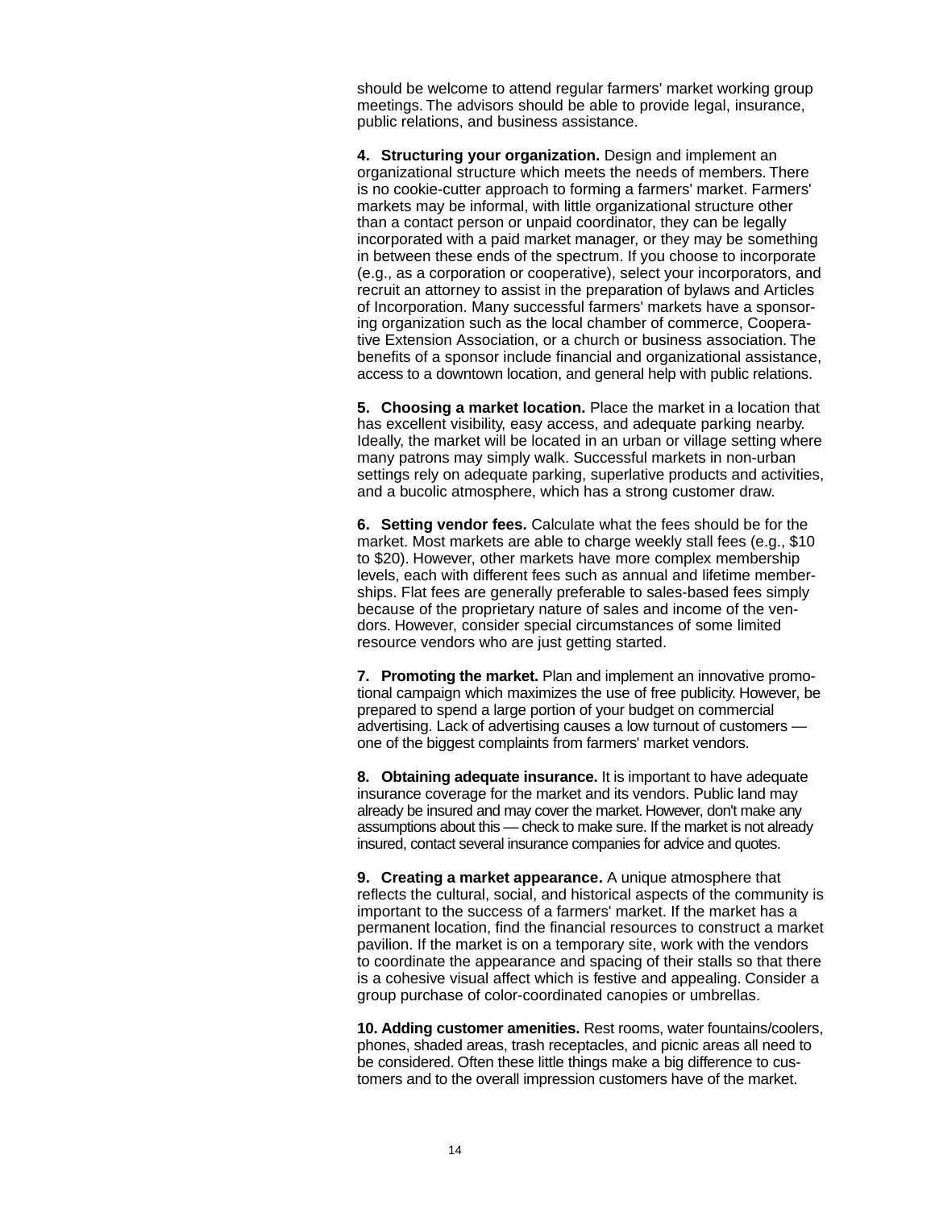should be welcome to attend regular farmers' market working group meetings. The advisors should be able to provide legal, insurance, public relations, and business assistance.

**4. Structuring your organization.** Design and implement an organizational structure which meets the needs of members. There is no cookie-cutter approach to forming a farmers' market. Farmers' markets may be informal, with little organizational structure other than a contact person or unpaid coordinator, they can be legally incorporated with a paid market manager, or they may be something in between these ends of the spectrum. If you choose to incorporate (e.g., as a corporation or cooperative), select your incorporators, and recruit an attorney to assist in the preparation of bylaws and Articles of Incorporation. Many successful farmers' markets have a sponsoring organization such as the local chamber of commerce, Cooperative Extension Association, or a church or business association. The benefits of a sponsor include financial and organizational assistance, access to a downtown location, and general help with public relations.

**5. Choosing a market location.** Place the market in a location that has excellent visibility, easy access, and adequate parking nearby. Ideally, the market will be located in an urban or village setting where many patrons may simply walk. Successful markets in non-urban settings rely on adequate parking, superlative products and activities, and a bucolic atmosphere, which has a strong customer draw.

**6. Setting vendor fees.** Calculate what the fees should be for the market. Most markets are able to charge weekly stall fees (e.g., $10 to $20). However, other markets have more complex membership levels, each with different fees such as annual and lifetime memberships. Flat fees are generally preferable to sales-based fees simply because of the proprietary nature of sales and income of the vendors. However, consider special circumstances of some limited resource vendors who are just getting started.

**7. Promoting the market.** Plan and implement an innovative promotional campaign which maximizes the use of free publicity. However, be prepared to spend a large portion of your budget on commercial advertising. Lack of advertising causes a low turnout of customers — one of the biggest complaints from farmers' market vendors.

**8. Obtaining adequate insurance.** It is important to have adequate insurance coverage for the market and its vendors. Public land may already be insured and may cover the market. However, don't make any assumptions about this — check to make sure. If the market is not already insured, contact several insurance companies for advice and quotes.

**9. Creating a market appearance.** A unique atmosphere that reflects the cultural, social, and historical aspects of the community is important to the success of a farmers' market. If the market has a permanent location, find the financial resources to construct a market pavilion. If the market is on a temporary site, work with the vendors to coordinate the appearance and spacing of their stalls so that there is a cohesive visual affect which is festive and appealing. Consider a group purchase of color-coordinated canopies or umbrellas.

**10. Adding customer amenities.** Rest rooms, water fountains/coolers, phones, shaded areas, trash receptacles, and picnic areas all need to be considered. Often these little things make a big difference to customers and to the overall impression customers have of the market.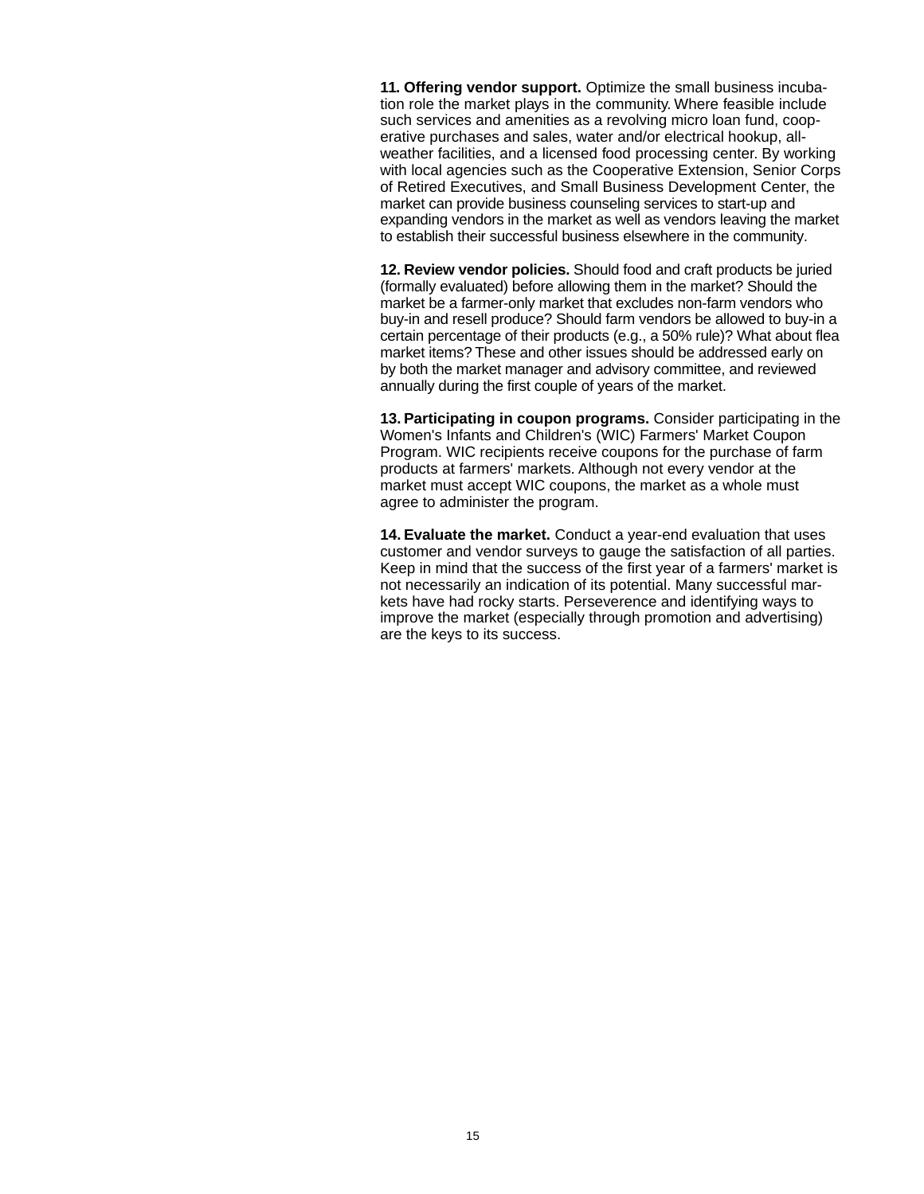**11. Offering vendor support.** Optimize the small business incubation role the market plays in the community. Where feasible include such services and amenities as a revolving micro loan fund, cooperative purchases and sales, water and/or electrical hookup, all-weather facilities, and a licensed food processing center. By working with local agencies such as the Cooperative Extension, Senior Corps of Retired Executives, and Small Business Development Center, the market can provide business counseling services to start-up and expanding vendors in the market as well as vendors leaving the market to establish their successful business elsewhere in the community.

**12. Review vendor policies.** Should food and craft products be juried (formally evaluated) before allowing them in the market? Should the market be a farmer-only market that excludes non-farm vendors who buy-in and resell produce? Should farm vendors be allowed to buy-in a certain percentage of their products (e.g., a 50% rule)? What about flea market items? These and other issues should be addressed early on by both the market manager and advisory committee, and reviewed annually during the first couple of years of the market.

**13. Participating in coupon programs.** Consider participating in the Women's Infants and Children's (WIC) Farmers' Market Coupon Program. WIC recipients receive coupons for the purchase of farm products at farmers' markets. Although not every vendor at the market must accept WIC coupons, the market as a whole must agree to administer the program.

**14. Evaluate the market.** Conduct a year-end evaluation that uses customer and vendor surveys to gauge the satisfaction of all parties. Keep in mind that the success of the first year of a farmers' market is not necessarily an indication of its potential. Many successful markets have had rocky starts. Perseverence and identifying ways to improve the market (especially through promotion and advertising) are the keys to its success.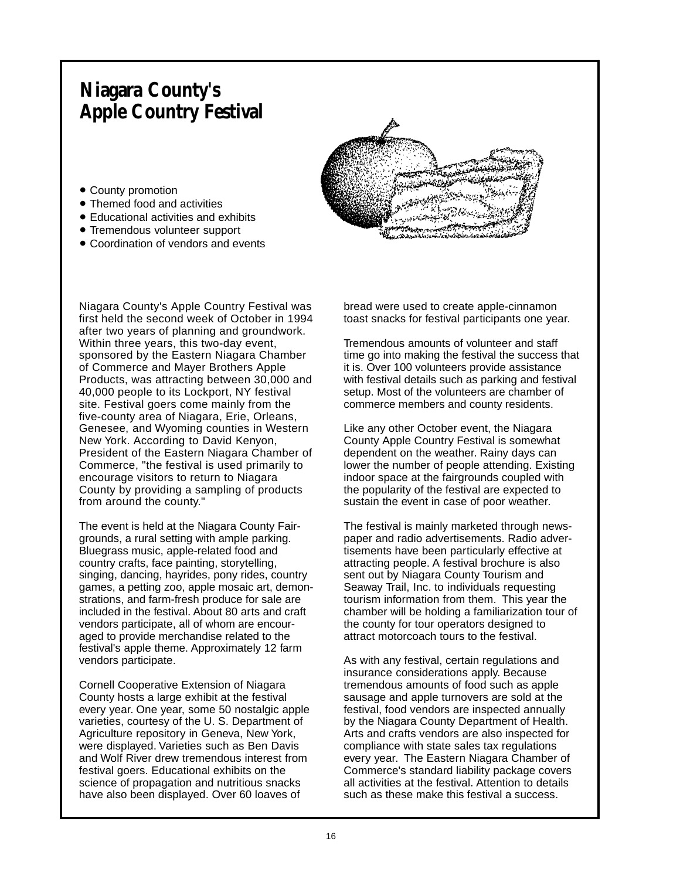# Niagara County's Apple Country Festival

- County promotion
- Themed food and activities
- Educational activities and exhibits
- Tremendous volunteer support
- Coordination of vendors and events

Niagara County's Apple Country Festival was first held the second week of October in 1994 after two years of planning and groundwork. Within three years, this two-day event, sponsored by the Eastern Niagara Chamber of Commerce and Mayer Brothers Apple Products, was attracting between 30,000 and 40,000 people to its Lockport, NY festival site. Festival goers come mainly from the five-county area of Niagara, Erie, Orleans, Genesee, and Wyoming counties in Western New York. According to David Kenyon, President of the Eastern Niagara Chamber of Commerce, "the festival is used primarily to encourage visitors to return to Niagara County by providing a sampling of products from around the county."

The event is held at the Niagara County Fairgrounds, a rural setting with ample parking. Bluegrass music, apple-related food and country crafts, face painting, storytelling, singing, dancing, hayrides, pony rides, country games, a petting zoo, apple mosaic art, demonstrations, and farm-fresh produce for sale are included in the festival. About 80 arts and craft vendors participate, all of whom are encouraged to provide merchandise related to the festival's apple theme. Approximately 12 farm vendors participate.

Cornell Cooperative Extension of Niagara County hosts a large exhibit at the festival every year. One year, some 50 nostalgic apple varieties, courtesy of the U. S. Department of Agriculture repository in Geneva, New York, were displayed. Varieties such as Ben Davis and Wolf River drew tremendous interest from festival goers. Educational exhibits on the science of propagation and nutritious snacks have also been displayed. Over 60 loaves of bread were used to create apple-cinnamon toast snacks for festival participants one year.

Tremendous amounts of volunteer and staff time go into making the festival the success that it is. Over 100 volunteers provide assistance with festival details such as parking and festival setup. Most of the volunteers are chamber of commerce members and county residents.

Like any other October event, the Niagara County Apple Country Festival is somewhat dependent on the weather. Rainy days can lower the number of people attending. Existing indoor space at the fairgrounds coupled with the popularity of the festival are expected to sustain the event in case of poor weather.

The festival is mainly marketed through newspaper and radio advertisements. Radio advertisements have been particularly effective at attracting people. A festival brochure is also sent out by Niagara County Tourism and Seaway Trail, Inc. to individuals requesting tourism information from them. This year the chamber will be holding a familiarization tour of the county for tour operators designed to attract motorcoach tours to the festival.

As with any festival, certain regulations and insurance considerations apply. Because tremendous amounts of food such as apple sausage and apple turnovers are sold at the festival, food vendors are inspected annually by the Niagara County Department of Health. Arts and crafts vendors are also inspected for compliance with state sales tax regulations every year. The Eastern Niagara Chamber of Commerce's standard liability package covers all activities at the festival. Attention to details such as these make this festival a success.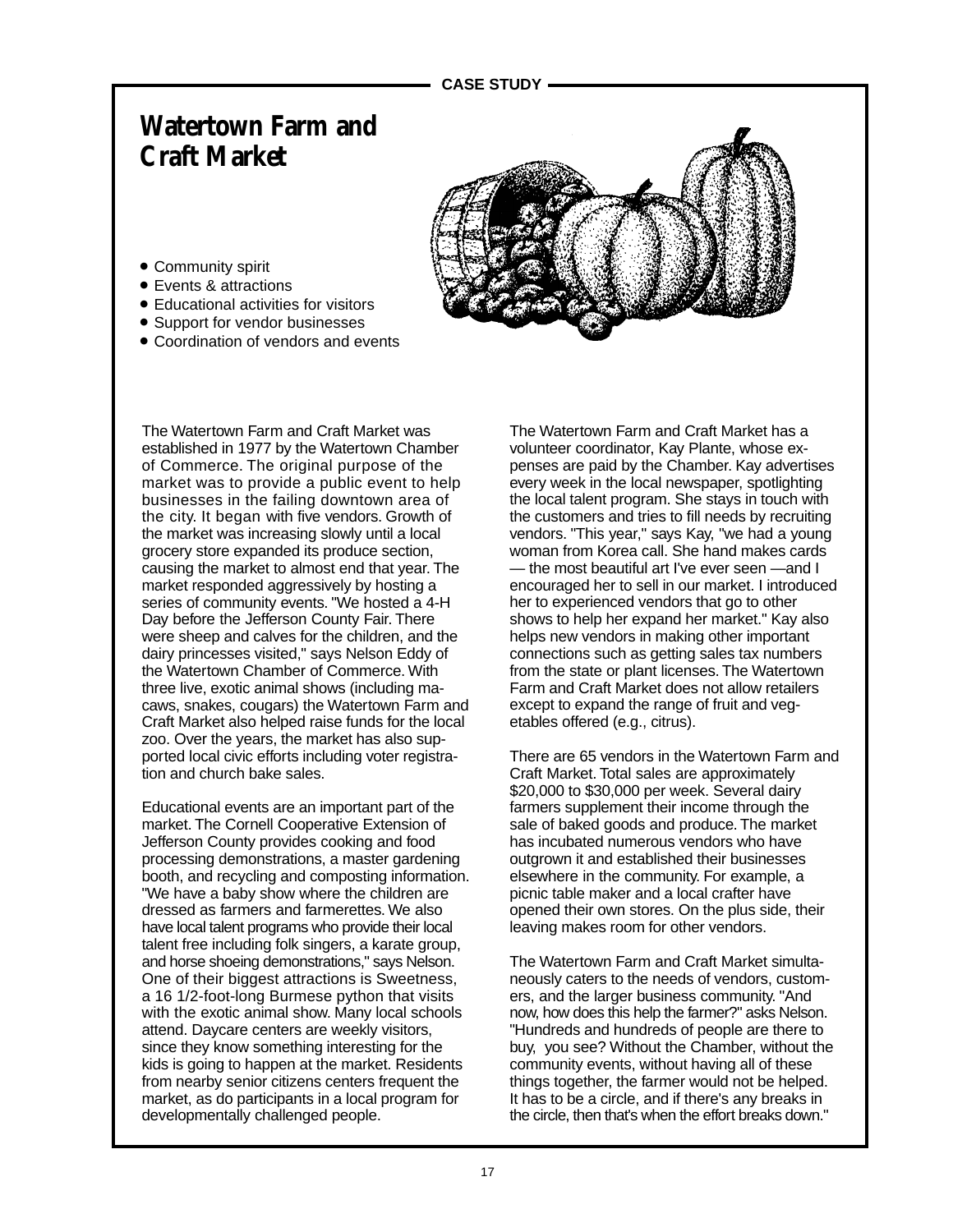CASE STUDY

# Watertown Farm and Craft Market

- Community spirit
- Events & attractions
- Educational activities for visitors
- Support for vendor businesses
- Coordination of vendors and events

The Watertown Farm and Craft Market was established in 1977 by the Watertown Chamber of Commerce. The original purpose of the market was to provide a public event to help businesses in the failing downtown area of the city. It began with five vendors. Growth of the market was increasing slowly until a local grocery store expanded its produce section, causing the market to almost end that year. The market responded aggressively by hosting a series of community events. "We hosted a 4-H Day before the Jefferson County Fair. There were sheep and calves for the children, and the dairy princesses visited," says Nelson Eddy of the Watertown Chamber of Commerce. With three live, exotic animal shows (including macaws, snakes, cougars) the Watertown Farm and Craft Market also helped raise funds for the local zoo. Over the years, the market has also supported local civic efforts including voter registration and church bake sales.

Educational events are an important part of the market. The Cornell Cooperative Extension of Jefferson County provides cooking and food processing demonstrations, a master gardening booth, and recycling and composting information. "We have a baby show where the children are dressed as farmers and farmerettes. We also have local talent programs who provide their local talent free including folk singers, a karate group, and horse shoeing demonstrations," says Nelson. One of their biggest attractions is Sweetness, a 16 1/2-foot-long Burmese python that visits with the exotic animal show. Many local schools attend. Daycare centers are weekly visitors, since they know something interesting for the kids is going to happen at the market. Residents from nearby senior citizens centers frequent the market, as do participants in a local program for developmentally challenged people.

The Watertown Farm and Craft Market has a volunteer coordinator, Kay Plante, whose expenses are paid by the Chamber. Kay advertises every week in the local newspaper, spotlighting the local talent program. She stays in touch with the customers and tries to fill needs by recruiting vendors. "This year," says Kay, "we had a young woman from Korea call. She hand makes cards — the most beautiful art I've ever seen —and I encouraged her to sell in our market. I introduced her to experienced vendors that go to other shows to help her expand her market." Kay also helps new vendors in making other important connections such as getting sales tax numbers from the state or plant licenses. The Watertown Farm and Craft Market does not allow retailers except to expand the range of fruit and vegetables offered (e.g., citrus).

There are 65 vendors in the Watertown Farm and Craft Market. Total sales are approximately $20,000 to $30,000 per week. Several dairy farmers supplement their income through the sale of baked goods and produce. The market has incubated numerous vendors who have outgrown it and established their businesses elsewhere in the community. For example, a picnic table maker and a local crafter have opened their own stores. On the plus side, their leaving makes room for other vendors.

The Watertown Farm and Craft Market simultaneously caters to the needs of vendors, customers, and the larger business community. "And now, how does this help the farmer?" asks Nelson. "Hundreds and hundreds of people are there to buy, you see? Without the Chamber, without the community events, without having all of these things together, the farmer would not be helped. It has to be a circle, and if there's any breaks in the circle, then that's when the effort breaks down."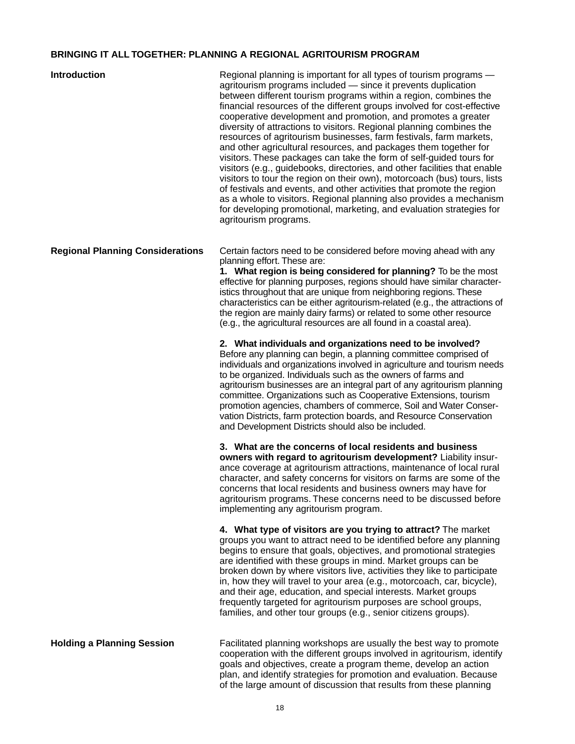## BRINGING IT ALL TOGETHER: PLANNING A REGIONAL AGRITOURISM PROGRAM

### Introduction

Regional planning is important for all types of tourism programs — agritourism programs included — since it prevents duplication between different tourism programs within a region, combines the financial resources of the different groups involved for cost-effective cooperative development and promotion, and promotes a greater diversity of attractions to visitors. Regional planning combines the resources of agritourism businesses, farm festivals, farm markets, and other agricultural resources, and packages them together for visitors. These packages can take the form of self-guided tours for visitors (e.g., guidebooks, directories, and other facilities that enable visitors to tour the region on their own), motorcoach (bus) tours, lists of festivals and events, and other activities that promote the region as a whole to visitors. Regional planning also provides a mechanism for developing promotional, marketing, and evaluation strategies for agritourism programs.

### Regional Planning Considerations

Certain factors need to be considered before moving ahead with any planning effort. These are:

**1. What region is being considered for planning?** To be the most effective for planning purposes, regions should have similar characteristics throughout that are unique from neighboring regions. These characteristics can be either agritourism-related (e.g., the attractions of the region are mainly dairy farms) or related to some other resource (e.g., the agricultural resources are all found in a coastal area).

**2. What individuals and organizations need to be involved?** Before any planning can begin, a planning committee comprised of individuals and organizations involved in agriculture and tourism needs to be organized. Individuals such as the owners of farms and agritourism businesses are an integral part of any agritourism planning committee. Organizations such as Cooperative Extensions, tourism promotion agencies, chambers of commerce, Soil and Water Conservation Districts, farm protection boards, and Resource Conservation and Development Districts should also be included.

**3. What are the concerns of local residents and business owners with regard to agritourism development?** Liability insurance coverage at agritourism attractions, maintenance of local rural character, and safety concerns for visitors on farms are some of the concerns that local residents and business owners may have for agritourism programs. These concerns need to be discussed before implementing any agritourism program.

**4. What type of visitors are you trying to attract?** The market groups you want to attract need to be identified before any planning begins to ensure that goals, objectives, and promotional strategies are identified with these groups in mind. Market groups can be broken down by where visitors live, activities they like to participate in, how they will travel to your area (e.g., motorcoach, car, bicycle), and their age, education, and special interests. Market groups frequently targeted for agritourism purposes are school groups, families, and other tour groups (e.g., senior citizens groups).

### Holding a Planning Session

Facilitated planning workshops are usually the best way to promote cooperation with the different groups involved in agritourism, identify goals and objectives, create a program theme, develop an action plan, and identify strategies for promotion and evaluation. Because of the large amount of discussion that results from these planning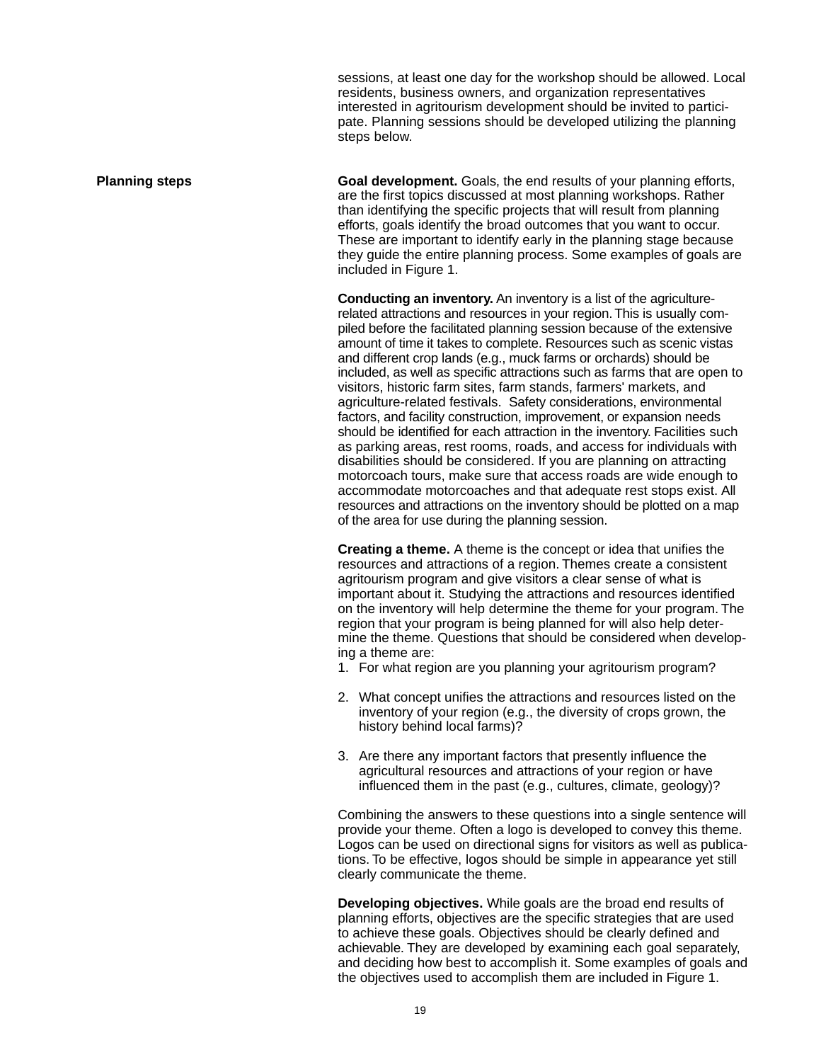sessions, at least one day for the workshop should be allowed. Local residents, business owners, and organization representatives interested in agritourism development should be invited to participate. Planning sessions should be developed utilizing the planning steps below.

## Planning steps

**Goal development.** Goals, the end results of your planning efforts, are the first topics discussed at most planning workshops. Rather than identifying the specific projects that will result from planning efforts, goals identify the broad outcomes that you want to occur. These are important to identify early in the planning stage because they guide the entire planning process. Some examples of goals are included in Figure 1.

**Conducting an inventory.** An inventory is a list of the agriculture-related attractions and resources in your region. This is usually compiled before the facilitated planning session because of the extensive amount of time it takes to complete. Resources such as scenic vistas and different crop lands (e.g., muck farms or orchards) should be included, as well as specific attractions such as farms that are open to visitors, historic farm sites, farm stands, farmers' markets, and agriculture-related festivals. Safety considerations, environmental factors, and facility construction, improvement, or expansion needs should be identified for each attraction in the inventory. Facilities such as parking areas, rest rooms, roads, and access for individuals with disabilities should be considered. If you are planning on attracting motorcoach tours, make sure that access roads are wide enough to accommodate motorcoaches and that adequate rest stops exist. All resources and attractions on the inventory should be plotted on a map of the area for use during the planning session.

**Creating a theme.** A theme is the concept or idea that unifies the resources and attractions of a region. Themes create a consistent agritourism program and give visitors a clear sense of what is important about it. Studying the attractions and resources identified on the inventory will help determine the theme for your program. The region that your program is being planned for will also help determine the theme. Questions that should be considered when developing a theme are:

1. For what region are you planning your agritourism program?
2. What concept unifies the attractions and resources listed on the inventory of your region (e.g., the diversity of crops grown, the history behind local farms)?
3. Are there any important factors that presently influence the agricultural resources and attractions of your region or have influenced them in the past (e.g., cultures, climate, geology)?

Combining the answers to these questions into a single sentence will provide your theme. Often a logo is developed to convey this theme. Logos can be used on directional signs for visitors as well as publications. To be effective, logos should be simple in appearance yet still clearly communicate the theme.

**Developing objectives.** While goals are the broad end results of planning efforts, objectives are the specific strategies that are used to achieve these goals. Objectives should be clearly defined and achievable. They are developed by examining each goal separately, and deciding how best to accomplish it. Some examples of goals and the objectives used to accomplish them are included in Figure 1.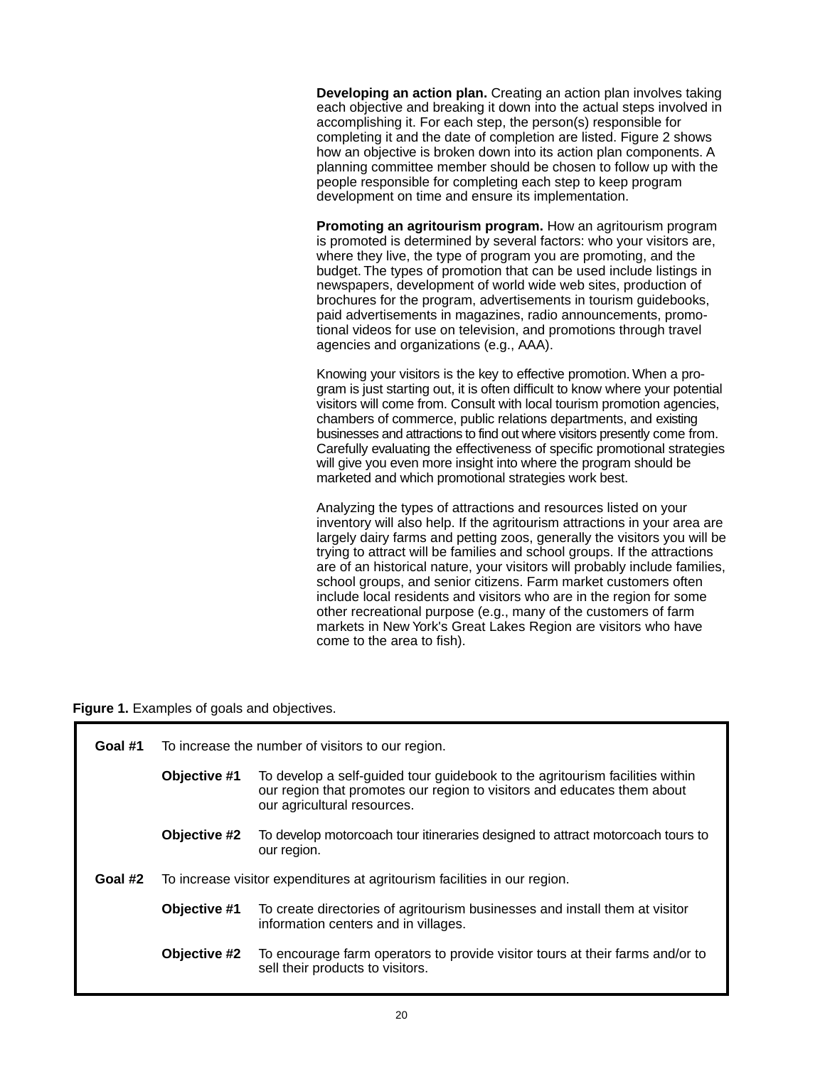**Developing an action plan.** Creating an action plan involves taking each objective and breaking it down into the actual steps involved in accomplishing it. For each step, the person(s) responsible for completing it and the date of completion are listed. Figure 2 shows how an objective is broken down into its action plan components. A planning committee member should be chosen to follow up with the people responsible for completing each step to keep program development on time and ensure its implementation.

**Promoting an agritourism program.** How an agritourism program is promoted is determined by several factors: who your visitors are, where they live, the type of program you are promoting, and the budget. The types of promotion that can be used include listings in newspapers, development of world wide web sites, production of brochures for the program, advertisements in tourism guidebooks, paid advertisements in magazines, radio announcements, promotional videos for use on television, and promotions through travel agencies and organizations (e.g., AAA).

Knowing your visitors is the key to effective promotion. When a program is just starting out, it is often difficult to know where your potential visitors will come from. Consult with local tourism promotion agencies, chambers of commerce, public relations departments, and existing businesses and attractions to find out where visitors presently come from. Carefully evaluating the effectiveness of specific promotional strategies will give you even more insight into where the program should be marketed and which promotional strategies work best.

Analyzing the types of attractions and resources listed on your inventory will also help. If the agritourism attractions in your area are largely dairy farms and petting zoos, generally the visitors you will be trying to attract will be families and school groups. If the attractions are of an historical nature, your visitors will probably include families, school groups, and senior citizens. Farm market customers often include local residents and visitors who are in the region for some other recreational purpose (e.g., many of the customers of farm markets in New York's Great Lakes Region are visitors who have come to the area to fish).

**Figure 1.** Examples of goals and objectives.

| | | |
|---|---|---|
| **Goal #1** | To increase the number of visitors to our region. | |
| | **Objective #1** | To develop a self-guided tour guidebook to the agritourism facilities within our region that promotes our region to visitors and educates them about our agricultural resources. |
| | **Objective #2** | To develop motorcoach tour itineraries designed to attract motorcoach tours to our region. |
| **Goal #2** | To increase visitor expenditures at agritourism facilities in our region. | |
| | **Objective #1** | To create directories of agritourism businesses and install them at visitor information centers and in villages. |
| | **Objective #2** | To encourage farm operators to provide visitor tours at their farms and/or to sell their products to visitors. |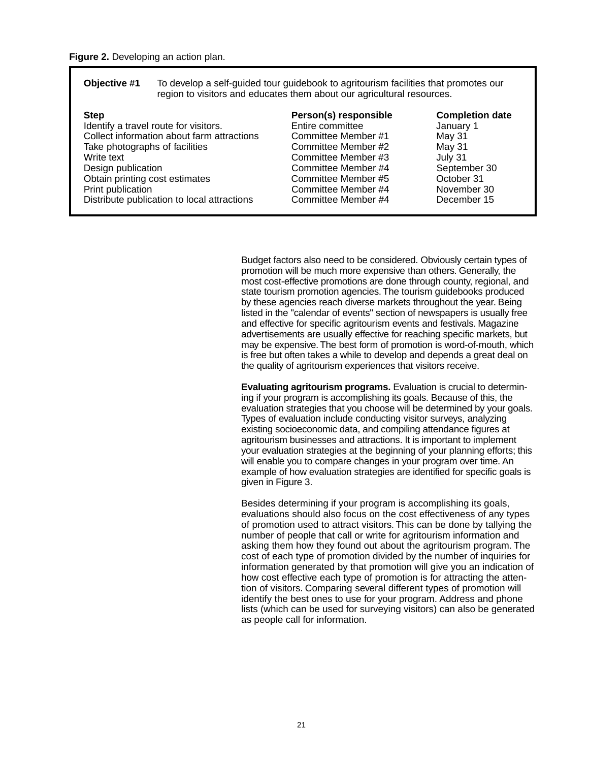**Figure 2.** Developing an action plan.

**Objective #1** To develop a self-guided tour guidebook to agritourism facilities that promotes our region to visitors and educates them about our agricultural resources.

| Step | Person(s) responsible | Completion date |
|---|---|---|
| Identify a travel route for visitors. | Entire committee | January 1 |
| Collect information about farm attractions | Committee Member #1 | May 31 |
| Take photographs of facilities | Committee Member #2 | May 31 |
| Write text | Committee Member #3 | July 31 |
| Design publication | Committee Member #4 | September 30 |
| Obtain printing cost estimates | Committee Member #5 | October 31 |
| Print publication | Committee Member #4 | November 30 |
| Distribute publication to local attractions | Committee Member #4 | December 15 |

Budget factors also need to be considered. Obviously certain types of promotion will be much more expensive than others. Generally, the most cost-effective promotions are done through county, regional, and state tourism promotion agencies. The tourism guidebooks produced by these agencies reach diverse markets throughout the year. Being listed in the "calendar of events" section of newspapers is usually free and effective for specific agritourism events and festivals. Magazine advertisements are usually effective for reaching specific markets, but may be expensive. The best form of promotion is word-of-mouth, which is free but often takes a while to develop and depends a great deal on the quality of agritourism experiences that visitors receive.

**Evaluating agritourism programs.** Evaluation is crucial to determining if your program is accomplishing its goals. Because of this, the evaluation strategies that you choose will be determined by your goals. Types of evaluation include conducting visitor surveys, analyzing existing socioeconomic data, and compiling attendance figures at agritourism businesses and attractions. It is important to implement your evaluation strategies at the beginning of your planning efforts; this will enable you to compare changes in your program over time. An example of how evaluation strategies are identified for specific goals is given in Figure 3.

Besides determining if your program is accomplishing its goals, evaluations should also focus on the cost effectiveness of any types of promotion used to attract visitors. This can be done by tallying the number of people that call or write for agritourism information and asking them how they found out about the agritourism program. The cost of each type of promotion divided by the number of inquiries for information generated by that promotion will give you an indication of how cost effective each type of promotion is for attracting the attention of visitors. Comparing several different types of promotion will identify the best ones to use for your program. Address and phone lists (which can be used for surveying visitors) can also be generated as people call for information.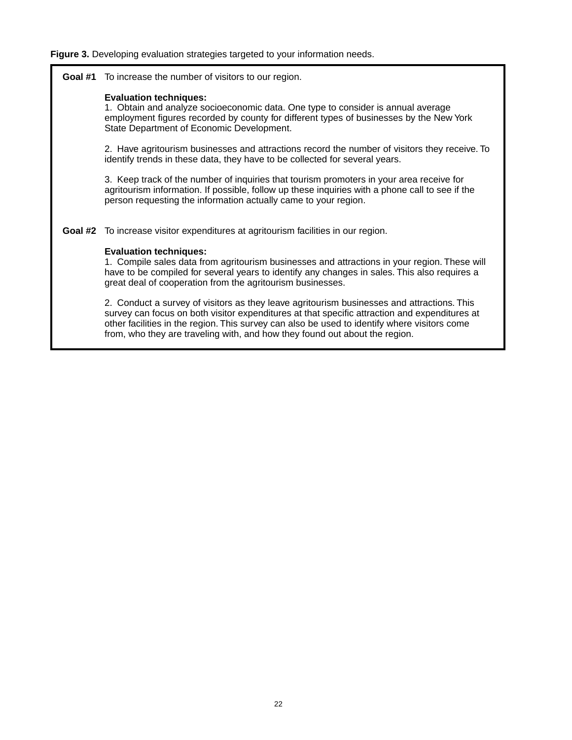**Figure 3.** Developing evaluation strategies targeted to your information needs.

**Goal #1** To increase the number of visitors to our region.

**Evaluation techniques:**

1. Obtain and analyze socioeconomic data. One type to consider is annual average employment figures recorded by county for different types of businesses by the New York State Department of Economic Development.

2. Have agritourism businesses and attractions record the number of visitors they receive. To identify trends in these data, they have to be collected for several years.

3. Keep track of the number of inquiries that tourism promoters in your area receive for agritourism information. If possible, follow up these inquiries with a phone call to see if the person requesting the information actually came to your region.

**Goal #2** To increase visitor expenditures at agritourism facilities in our region.

**Evaluation techniques:**

1. Compile sales data from agritourism businesses and attractions in your region. These will have to be compiled for several years to identify any changes in sales. This also requires a great deal of cooperation from the agritourism businesses.

2. Conduct a survey of visitors as they leave agritourism businesses and attractions. This survey can focus on both visitor expenditures at that specific attraction and expenditures at other facilities in the region. This survey can also be used to identify where visitors come from, who they are traveling with, and how they found out about the region.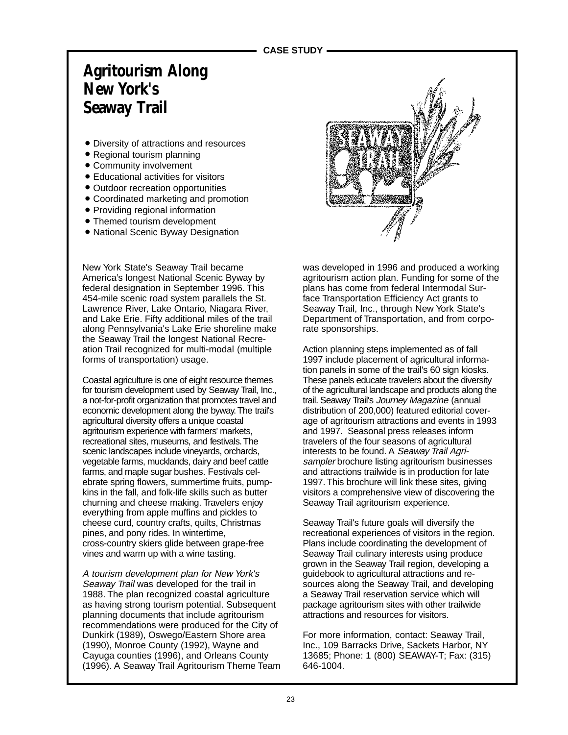CASE STUDY

# Agritourism Along New York's Seaway Trail

- Diversity of attractions and resources
- Regional tourism planning
- Community involvement
- Educational activities for visitors
- Outdoor recreation opportunities
- Coordinated marketing and promotion
- Providing regional information
- Themed tourism development
- National Scenic Byway Designation

New York State's Seaway Trail became America's longest National Scenic Byway by federal designation in September 1996. This 454-mile scenic road system parallels the St. Lawrence River, Lake Ontario, Niagara River, and Lake Erie. Fifty additional miles of the trail along Pennsylvania's Lake Erie shoreline make the Seaway Trail the longest National Recreation Trail recognized for multi-modal (multiple forms of transportation) usage.

Coastal agriculture is one of eight resource themes for tourism development used by Seaway Trail, Inc., a not-for-profit organization that promotes travel and economic development along the byway. The trail's agricultural diversity offers a unique coastal agritourism experience with farmers' markets, recreational sites, museums, and festivals. The scenic landscapes include vineyards, orchards, vegetable farms, mucklands, dairy and beef cattle farms, and maple sugar bushes. Festivals celebrate spring flowers, summertime fruits, pumpkins in the fall, and folk-life skills such as butter churning and cheese making. Travelers enjoy everything from apple muffins and pickles to cheese curd, country crafts, quilts, Christmas pines, and pony rides. In wintertime, cross-country skiers glide between grape-free vines and warm up with a wine tasting.

*A tourism development plan for New York's Seaway Trail* was developed for the trail in 1988. The plan recognized coastal agriculture as having strong tourism potential. Subsequent planning documents that include agritourism recommendations were produced for the City of Dunkirk (1989), Oswego/Eastern Shore area (1990), Monroe County (1992), Wayne and Cayuga counties (1996), and Orleans County (1996). A Seaway Trail Agritourism Theme Team was developed in 1996 and produced a working agritourism action plan. Funding for some of the plans has come from federal Intermodal Surface Transportation Efficiency Act grants to Seaway Trail, Inc., through New York State's Department of Transportation, and from corporate sponsorships.

Action planning steps implemented as of fall 1997 include placement of agricultural information panels in some of the trail's 60 sign kiosks. These panels educate travelers about the diversity of the agricultural landscape and products along the trail. Seaway Trail's *Journey Magazine* (annual distribution of 200,000) featured editorial coverage of agritourism attractions and events in 1993 and 1997. Seasonal press releases inform travelers of the four seasons of agricultural interests to be found. A *Seaway Trail Agri-sampler* brochure listing agritourism businesses and attractions trailwide is in production for late 1997. This brochure will link these sites, giving visitors a comprehensive view of discovering the Seaway Trail agritourism experience.

Seaway Trail's future goals will diversify the recreational experiences of visitors in the region. Plans include coordinating the development of Seaway Trail culinary interests using produce grown in the Seaway Trail region, developing a guidebook to agricultural attractions and resources along the Seaway Trail, and developing a Seaway Trail reservation service which will package agritourism sites with other trailwide attractions and resources for visitors.

For more information, contact: Seaway Trail, Inc., 109 Barracks Drive, Sackets Harbor, NY 13685; Phone: 1 (800) SEAWAY-T; Fax: (315) 646-1004.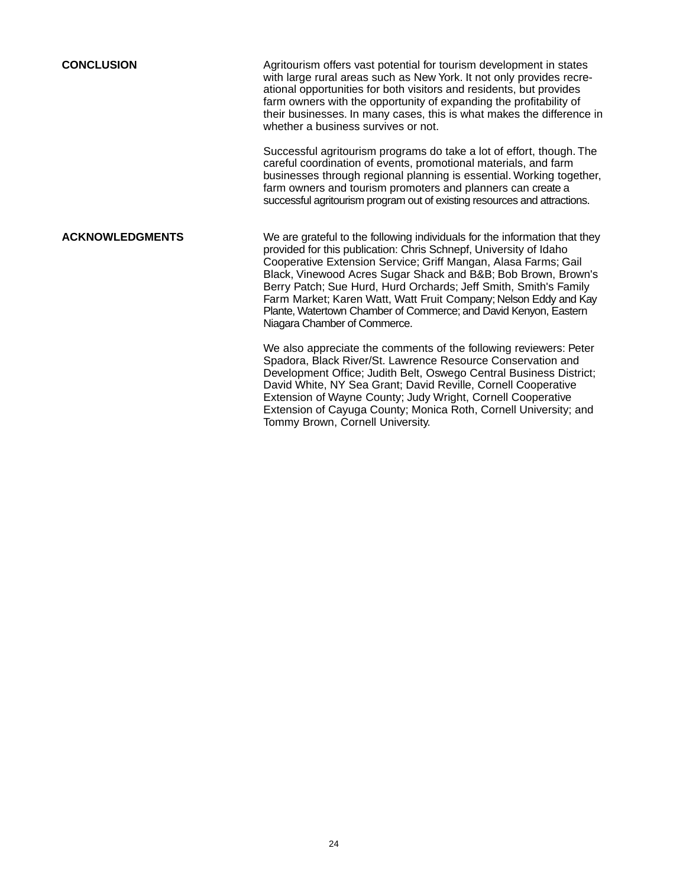## CONCLUSION

Agritourism offers vast potential for tourism development in states with large rural areas such as New York. It not only provides recreational opportunities for both visitors and residents, but provides farm owners with the opportunity of expanding the profitability of their businesses. In many cases, this is what makes the difference in whether a business survives or not.

Successful agritourism programs do take a lot of effort, though. The careful coordination of events, promotional materials, and farm businesses through regional planning is essential. Working together, farm owners and tourism promoters and planners can create a successful agritourism program out of existing resources and attractions.

## ACKNOWLEDGMENTS

We are grateful to the following individuals for the information that they provided for this publication: Chris Schnepf, University of Idaho Cooperative Extension Service; Griff Mangan, Alasa Farms; Gail Black, Vinewood Acres Sugar Shack and B&B; Bob Brown, Brown's Berry Patch; Sue Hurd, Hurd Orchards; Jeff Smith, Smith's Family Farm Market; Karen Watt, Watt Fruit Company; Nelson Eddy and Kay Plante, Watertown Chamber of Commerce; and David Kenyon, Eastern Niagara Chamber of Commerce.

We also appreciate the comments of the following reviewers: Peter Spadora, Black River/St. Lawrence Resource Conservation and Development Office; Judith Belt, Oswego Central Business District; David White, NY Sea Grant; David Reville, Cornell Cooperative Extension of Wayne County; Judy Wright, Cornell Cooperative Extension of Cayuga County; Monica Roth, Cornell University; and Tommy Brown, Cornell University.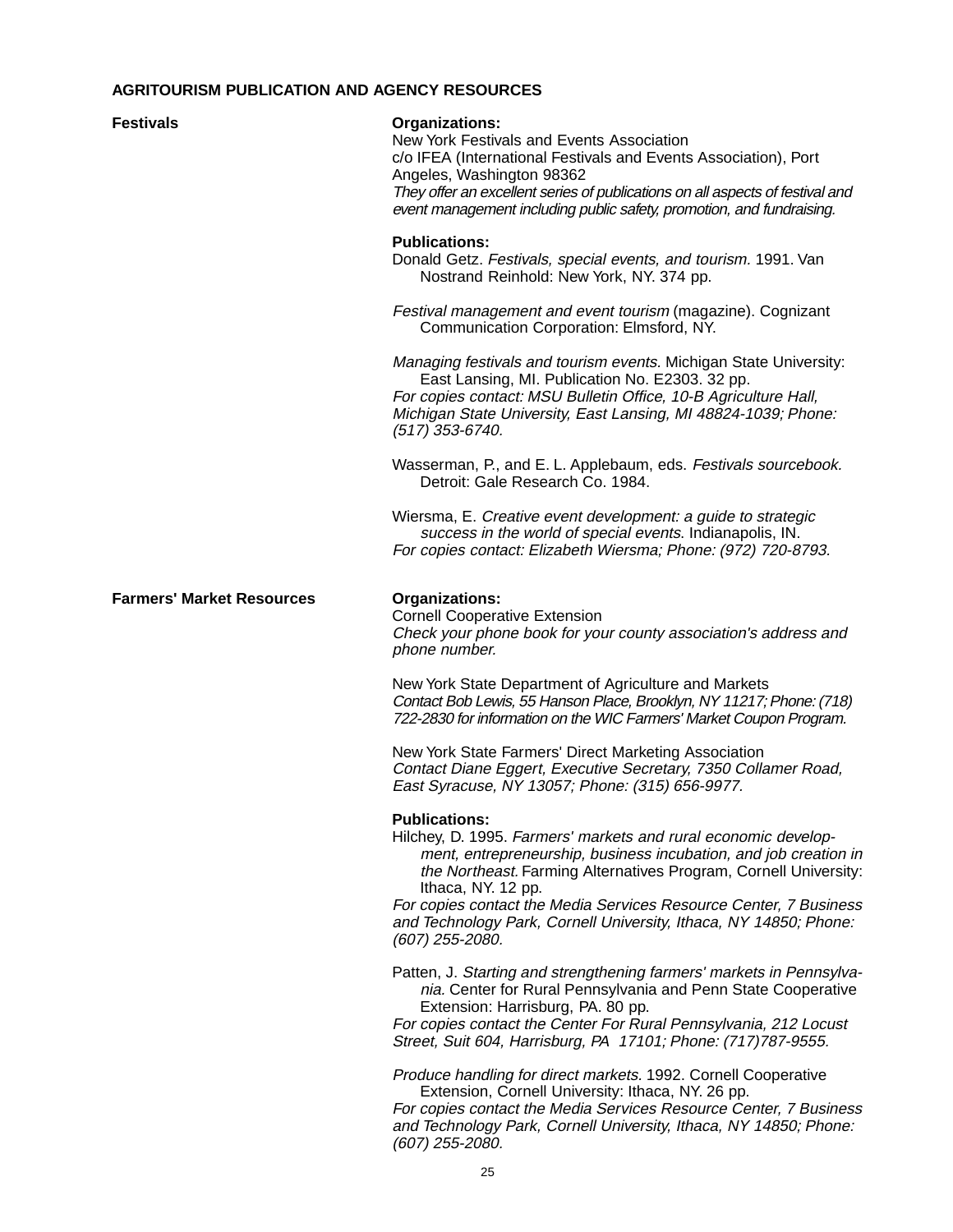**AGRITOURISM PUBLICATION AND AGENCY RESOURCES**

## Festivals

**Organizations:**

New York Festivals and Events Association
c/o IFEA (International Festivals and Events Association), Port Angeles, Washington 98362
*They offer an excellent series of publications on all aspects of festival and event management including public safety, promotion, and fundraising.*

**Publications:**

Donald Getz. *Festivals, special events, and tourism.* 1991. Van Nostrand Reinhold: New York, NY. 374 pp.

*Festival management and event tourism* (magazine). Cognizant Communication Corporation: Elmsford, NY.

*Managing festivals and tourism events.* Michigan State University: East Lansing, MI. Publication No. E2303. 32 pp.
*For copies contact: MSU Bulletin Office, 10-B Agriculture Hall, Michigan State University, East Lansing, MI 48824-1039; Phone: (517) 353-6740.*

Wasserman, P., and E. L. Applebaum, eds. *Festivals sourcebook.* Detroit: Gale Research Co. 1984.

Wiersma, E. *Creative event development: a guide to strategic success in the world of special events*. Indianapolis, IN.
*For copies contact: Elizabeth Wiersma; Phone: (972) 720-8793.*

## Farmers' Market Resources

**Organizations:**

Cornell Cooperative Extension
*Check your phone book for your county association's address and phone number.*

New York State Department of Agriculture and Markets
*Contact Bob Lewis, 55 Hanson Place, Brooklyn, NY 11217; Phone: (718) 722-2830 for information on the WIC Farmers' Market Coupon Program.*

New York State Farmers' Direct Marketing Association
*Contact Diane Eggert, Executive Secretary, 7350 Collamer Road, East Syracuse, NY 13057; Phone: (315) 656-9977.*

**Publications:**

Hilchey, D. 1995. *Farmers' markets and rural economic development, entrepreneurship, business incubation, and job creation in the Northeast.* Farming Alternatives Program, Cornell University: Ithaca, NY. 12 pp.
*For copies contact the Media Services Resource Center, 7 Business and Technology Park, Cornell University, Ithaca, NY 14850; Phone: (607) 255-2080.*

Patten, J. *Starting and strengthening farmers' markets in Pennsylvania.* Center for Rural Pennsylvania and Penn State Cooperative Extension: Harrisburg, PA. 80 pp.
*For copies contact the Center For Rural Pennsylvania, 212 Locust Street, Suit 604, Harrisburg, PA 17101; Phone: (717)787-9555.*

*Produce handling for direct markets.* 1992. Cornell Cooperative Extension, Cornell University: Ithaca, NY. 26 pp.
*For copies contact the Media Services Resource Center, 7 Business and Technology Park, Cornell University, Ithaca, NY 14850; Phone: (607) 255-2080.*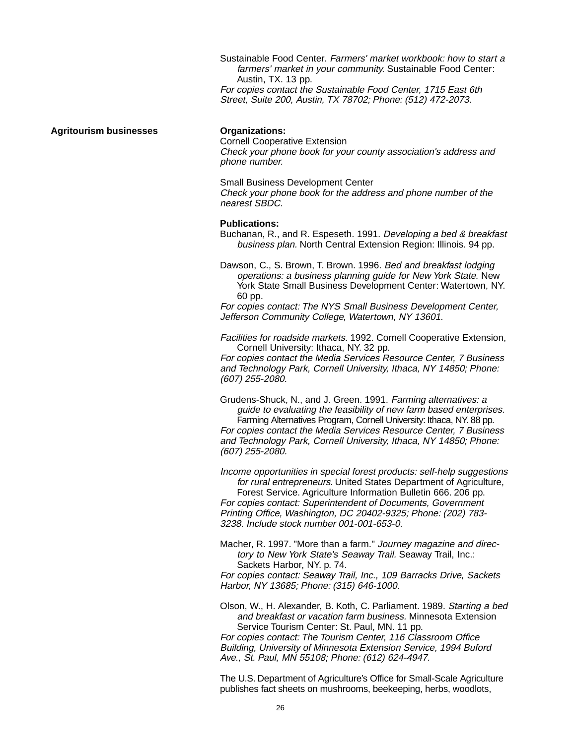Sustainable Food Center. *Farmers' market workbook: how to start a farmers' market in your community.* Sustainable Food Center: Austin, TX. 13 pp.
*For copies contact the Sustainable Food Center, 1715 East 6th Street, Suite 200, Austin, TX 78702; Phone: (512) 472-2073.*

## Agritourism businesses

**Organizations:**

Cornell Cooperative Extension
*Check your phone book for your county association's address and phone number.*

Small Business Development Center
*Check your phone book for the address and phone number of the nearest SBDC.*

**Publications:**

Buchanan, R., and R. Espeseth. 1991. *Developing a bed & breakfast business plan.* North Central Extension Region: Illinois. 94 pp.

Dawson, C., S. Brown, T. Brown. 1996. *Bed and breakfast lodging operations: a business planning guide for New York State.* New York State Small Business Development Center: Watertown, NY. 60 pp.
*For copies contact: The NYS Small Business Development Center, Jefferson Community College, Watertown, NY 13601.*

*Facilities for roadside markets.* 1992. Cornell Cooperative Extension, Cornell University: Ithaca, NY. 32 pp.
*For copies contact the Media Services Resource Center, 7 Business and Technology Park, Cornell University, Ithaca, NY 14850; Phone: (607) 255-2080.*

Grudens-Shuck, N., and J. Green. 1991. *Farming alternatives: a guide to evaluating the feasibility of new farm based enterprises.* Farming Alternatives Program, Cornell University: Ithaca, NY. 88 pp.
*For copies contact the Media Services Resource Center, 7 Business and Technology Park, Cornell University, Ithaca, NY 14850; Phone: (607) 255-2080.*

*Income opportunities in special forest products: self-help suggestions for rural entrepreneurs.* United States Department of Agriculture, Forest Service. Agriculture Information Bulletin 666. 206 pp.
*For copies contact: Superintendent of Documents, Government Printing Office, Washington, DC 20402-9325; Phone: (202) 783-3238. Include stock number 001-001-653-0.*

Macher, R. 1997. "More than a farm." *Journey magazine and directory to New York State's Seaway Trail.* Seaway Trail, Inc.: Sackets Harbor, NY. p. 74.
*For copies contact: Seaway Trail, Inc., 109 Barracks Drive, Sackets Harbor, NY 13685; Phone: (315) 646-1000.*

Olson, W., H. Alexander, B. Koth, C. Parliament. 1989. *Starting a bed and breakfast or vacation farm business.* Minnesota Extension Service Tourism Center: St. Paul, MN. 11 pp.
*For copies contact: The Tourism Center, 116 Classroom Office Building, University of Minnesota Extension Service, 1994 Buford Ave., St. Paul, MN 55108; Phone: (612) 624-4947.*

The U.S. Department of Agriculture's Office for Small-Scale Agriculture publishes fact sheets on mushrooms, beekeeping, herbs, woodlots,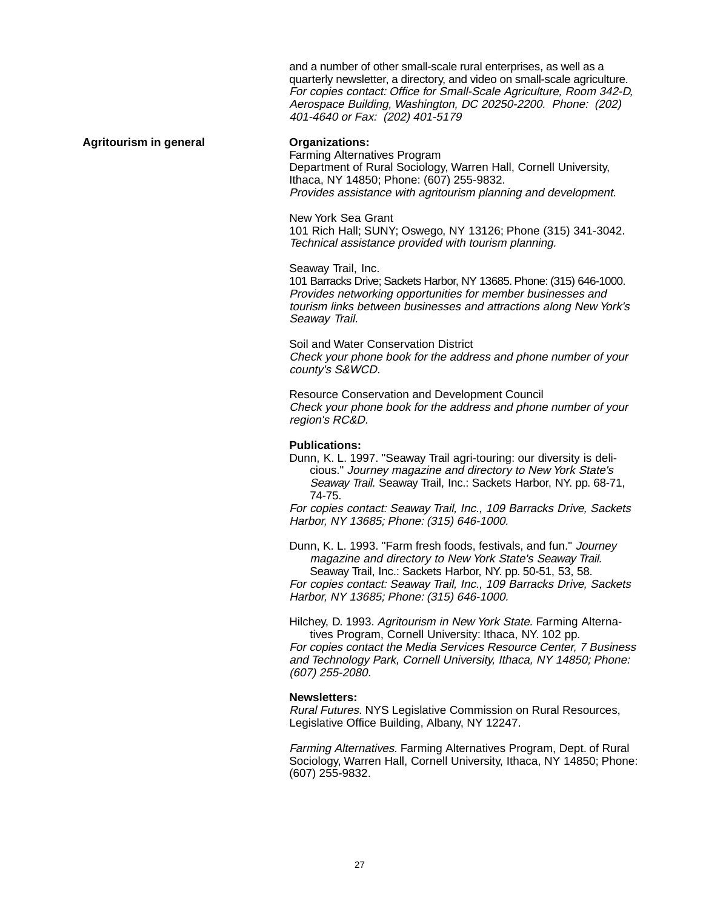and a number of other small-scale rural enterprises, as well as a quarterly newsletter, a directory, and video on small-scale agriculture. *For copies contact: Office for Small-Scale Agriculture, Room 342-D, Aerospace Building, Washington, DC 20250-2200. Phone: (202) 401-4640 or Fax: (202) 401-5179*

### Agritourism in general

**Organizations:**

Farming Alternatives Program
Department of Rural Sociology, Warren Hall, Cornell University, Ithaca, NY 14850; Phone: (607) 255-9832.
*Provides assistance with agritourism planning and development.*

New York Sea Grant
101 Rich Hall; SUNY; Oswego, NY 13126; Phone (315) 341-3042.
*Technical assistance provided with tourism planning.*

Seaway Trail, Inc.
101 Barracks Drive; Sackets Harbor, NY 13685. Phone: (315) 646-1000.
*Provides networking opportunities for member businesses and tourism links between businesses and attractions along New York's Seaway Trail.*

Soil and Water Conservation District
*Check your phone book for the address and phone number of your county's S&WCD.*

Resource Conservation and Development Council
*Check your phone book for the address and phone number of your region's RC&D.*

**Publications:**

Dunn, K. L. 1997. "Seaway Trail agri-touring: our diversity is delicious." *Journey magazine and directory to New York State's Seaway Trail.* Seaway Trail, Inc.: Sackets Harbor, NY. pp. 68-71, 74-75.
*For copies contact: Seaway Trail, Inc., 109 Barracks Drive, Sackets Harbor, NY 13685; Phone: (315) 646-1000.*

Dunn, K. L. 1993. "Farm fresh foods, festivals, and fun." *Journey magazine and directory to New York State's Seaway Trail.* Seaway Trail, Inc.: Sackets Harbor, NY. pp. 50-51, 53, 58.
*For copies contact: Seaway Trail, Inc., 109 Barracks Drive, Sackets Harbor, NY 13685; Phone: (315) 646-1000.*

Hilchey, D. 1993. *Agritourism in New York State.* Farming Alternatives Program, Cornell University: Ithaca, NY. 102 pp.
*For copies contact the Media Services Resource Center, 7 Business and Technology Park, Cornell University, Ithaca, NY 14850; Phone: (607) 255-2080.*

**Newsletters:**

*Rural Futures.* NYS Legislative Commission on Rural Resources, Legislative Office Building, Albany, NY 12247.

*Farming Alternatives.* Farming Alternatives Program, Dept. of Rural Sociology, Warren Hall, Cornell University, Ithaca, NY 14850; Phone: (607) 255-9832.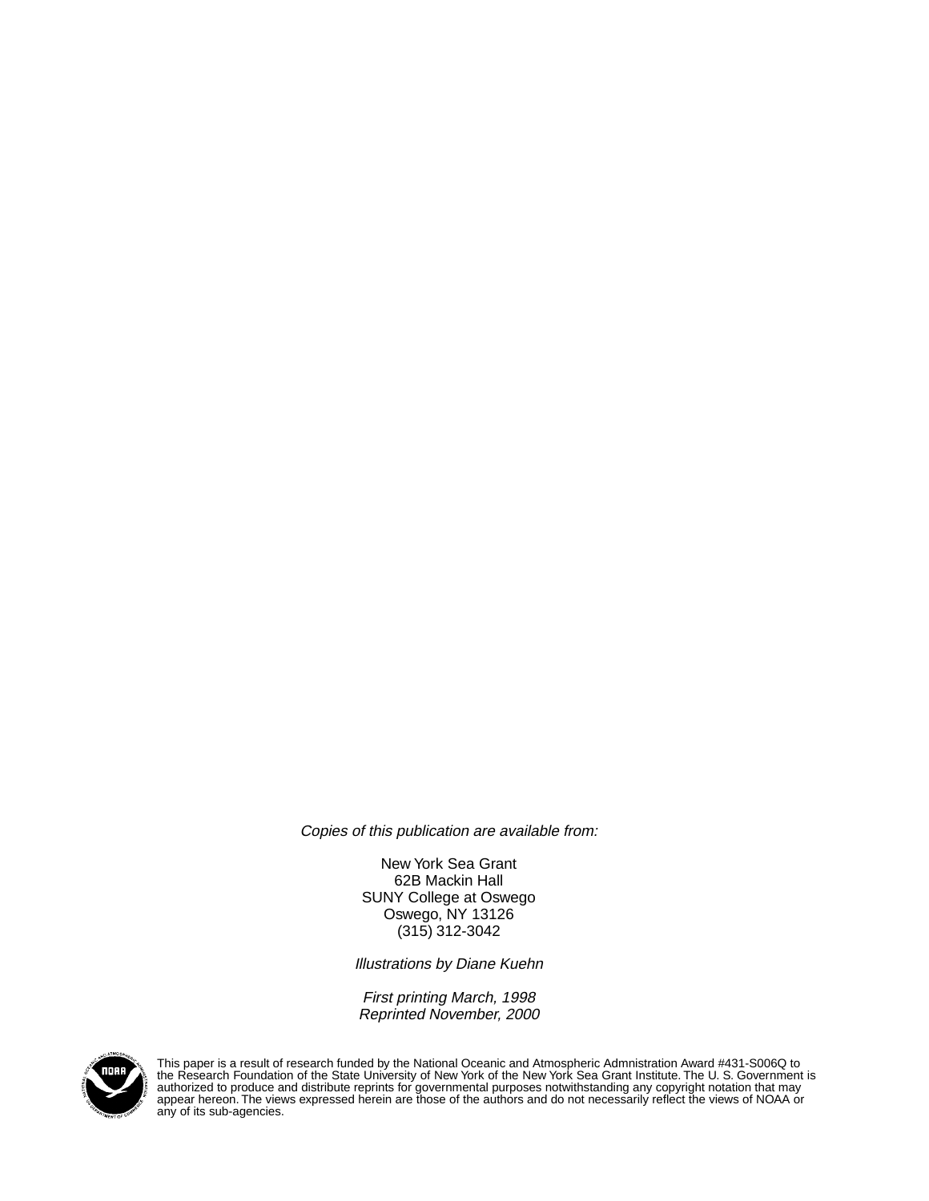*Copies of this publication are available from:*

New York Sea Grant
62B Mackin Hall
SUNY College at Oswego
Oswego, NY 13126
(315) 312-3042

*Illustrations by Diane Kuehn*

*First printing March, 1998*
*Reprinted November, 2000*

This paper is a result of research funded by the National Oceanic and Atmospheric Admnistration Award #431-S006Q to the Research Foundation of the State University of New York of the New York Sea Grant Institute. The U. S. Government is authorized to produce and distribute reprints for governmental purposes notwithstanding any copyright notation that may appear hereon. The views expressed herein are those of the authors and do not necessarily reflect the views of NOAA or any of its sub-agencies.